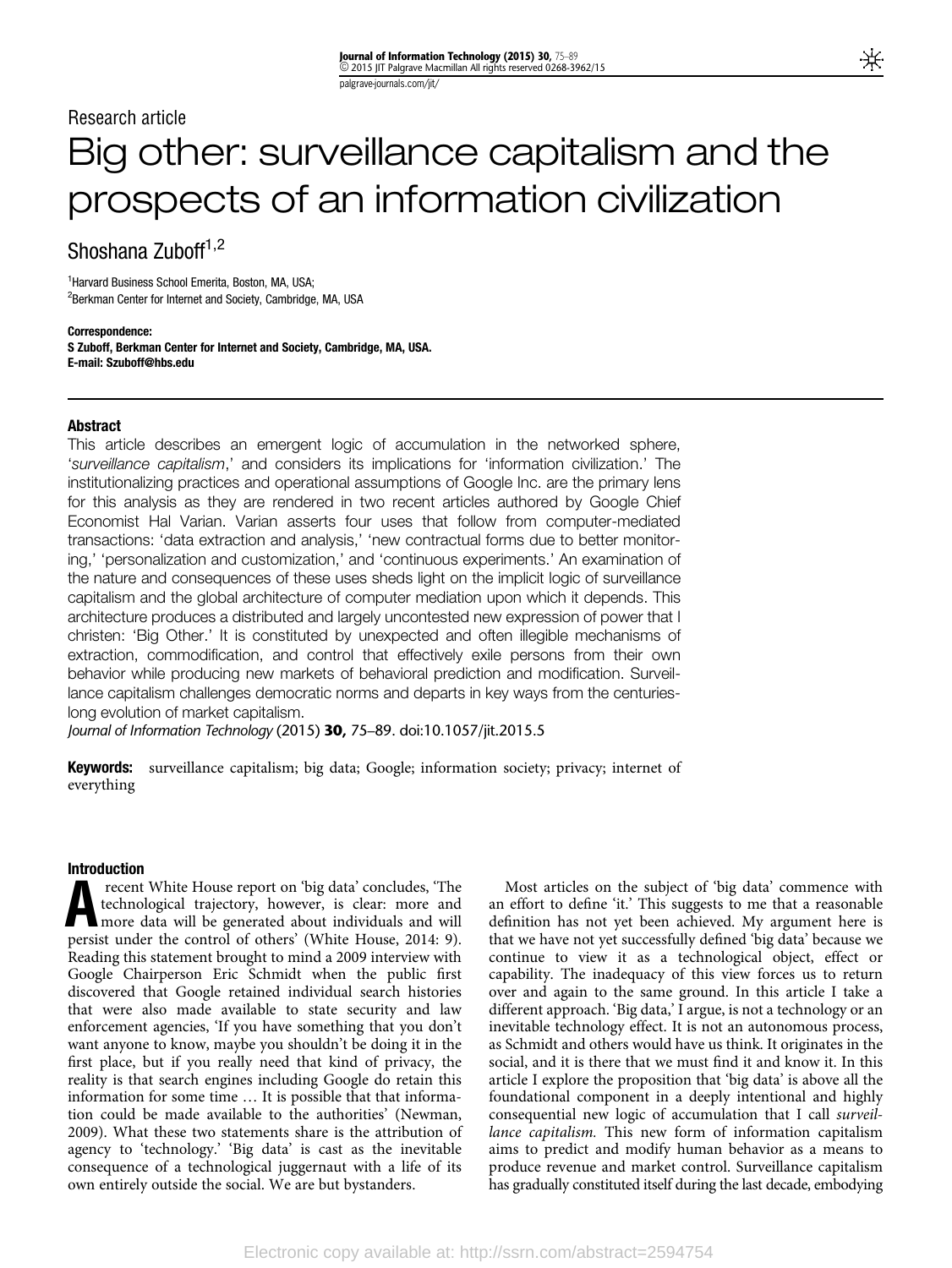Research article

# Big other: surveillance capitalism and the prospects of an information civilization

Shoshana Zuboff[1,2]

[1]Harvard Business School Emerita, Boston, MA, USA;
[2]Berkman Center for Internet and Society, Cambridge, MA, USA

**Correspondence:**
**S Zuboff, Berkman Center for Internet and Society, Cambridge, MA, USA.**
**E-mail: Szuboff@hbs.edu**

#### Abstract

This article describes an emergent logic of accumulation in the networked sphere, '*surveillance capitalism*,' and considers its implications for 'information civilization.' The institutionalizing practices and operational assumptions of Google Inc. are the primary lens for this analysis as they are rendered in two recent articles authored by Google Chief Economist Hal Varian. Varian asserts four uses that follow from computer-mediated transactions: 'data extraction and analysis,' 'new contractual forms due to better monitoring,' 'personalization and customization,' and 'continuous experiments.' An examination of the nature and consequences of these uses sheds light on the implicit logic of surveillance capitalism and the global architecture of computer mediation upon which it depends. This architecture produces a distributed and largely uncontested new expression of power that I christen: 'Big Other.' It is constituted by unexpected and often illegible mechanisms of extraction, commodification, and control that effectively exile persons from their own behavior while producing new markets of behavioral prediction and modification. Surveillance capitalism challenges democratic norms and departs in key ways from the centuries-long evolution of market capitalism.

*Journal of Information Technology* (2015) **30,** 75–89. doi:10.1057/jit.2015.5

**Keywords:** surveillance capitalism; big data; Google; information society; privacy; internet of everything

#### Introduction

A recent White House report on 'big data' concludes, 'The technological trajectory, however, is clear: more and more data will be generated about individuals and will persist under the control of others' (White House, 2014: 9). Reading this statement brought to mind a 2009 interview with Google Chairperson Eric Schmidt when the public first discovered that Google retained individual search histories that were also made available to state security and law enforcement agencies, 'If you have something that you don't want anyone to know, maybe you shouldn't be doing it in the first place, but if you really need that kind of privacy, the reality is that search engines including Google do retain this information for some time … It is possible that that information could be made available to the authorities' (Newman, 2009). What these two statements share is the attribution of agency to 'technology.' 'Big data' is cast as the inevitable consequence of a technological juggernaut with a life of its own entirely outside the social. We are but bystanders.

Most articles on the subject of 'big data' commence with an effort to define 'it.' This suggests to me that a reasonable definition has not yet been achieved. My argument here is that we have not yet successfully defined 'big data' because we continue to view it as a technological object, effect or capability. The inadequacy of this view forces us to return over and again to the same ground. In this article I take a different approach. 'Big data,' I argue, is not a technology or an inevitable technology effect. It is not an autonomous process, as Schmidt and others would have us think. It originates in the social, and it is there that we must find it and know it. In this article I explore the proposition that 'big data' is above all the foundational component in a deeply intentional and highly consequential new logic of accumulation that I call *surveillance capitalism.* This new form of information capitalism aims to predict and modify human behavior as a means to produce revenue and market control. Surveillance capitalism has gradually constituted itself during the last decade, embodying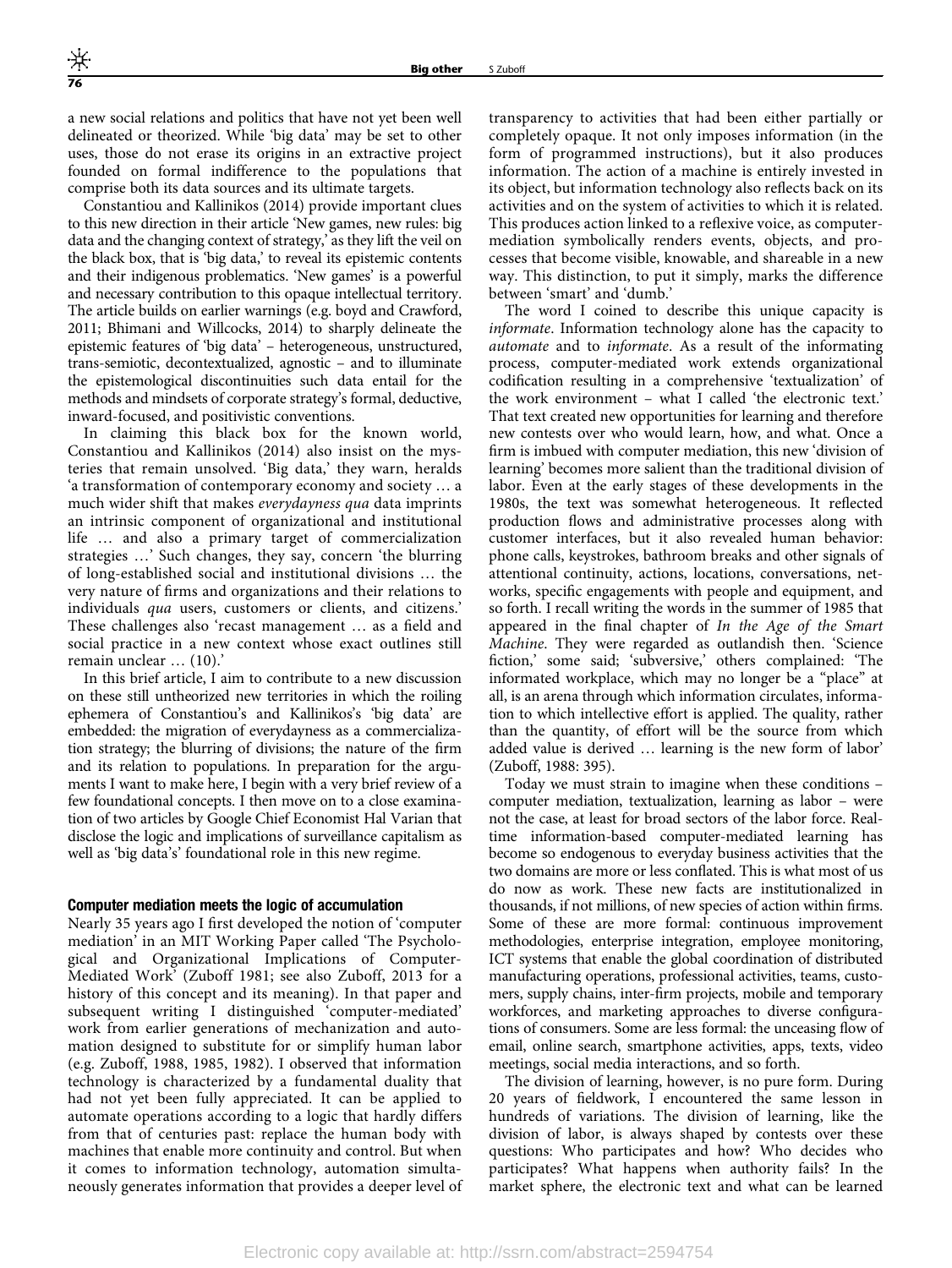a new social relations and politics that have not yet been well delineated or theorized. While 'big data' may be set to other uses, those do not erase its origins in an extractive project founded on formal indifference to the populations that comprise both its data sources and its ultimate targets.

Constantiou and Kallinikos (2014) provide important clues to this new direction in their article 'New games, new rules: big data and the changing context of strategy,' as they lift the veil on the black box, that is 'big data,' to reveal its epistemic contents and their indigenous problematics. 'New games' is a powerful and necessary contribution to this opaque intellectual territory. The article builds on earlier warnings (e.g. boyd and Crawford, 2011; Bhimani and Willcocks, 2014) to sharply delineate the epistemic features of 'big data' – heterogeneous, unstructured, trans-semiotic, decontextualized, agnostic – and to illuminate the epistemological discontinuities such data entail for the methods and mindsets of corporate strategy's formal, deductive, inward-focused, and positivistic conventions.

In claiming this black box for the known world, Constantiou and Kallinikos (2014) also insist on the mysteries that remain unsolved. 'Big data,' they warn, heralds 'a transformation of contemporary economy and society … a much wider shift that makes *everydayness qua* data imprints an intrinsic component of organizational and institutional life … and also a primary target of commercialization strategies …' Such changes, they say, concern 'the blurring of long-established social and institutional divisions … the very nature of firms and organizations and their relations to individuals *qua* users, customers or clients, and citizens.' These challenges also 'recast management … as a field and social practice in a new context whose exact outlines still remain unclear … (10).'

In this brief article, I aim to contribute to a new discussion on these still untheorized new territories in which the roiling ephemera of Constantiou's and Kallinikos's 'big data' are embedded: the migration of everydayness as a commercialization strategy; the blurring of divisions; the nature of the firm and its relation to populations. In preparation for the arguments I want to make here, I begin with a very brief review of a few foundational concepts. I then move on to a close examination of two articles by Google Chief Economist Hal Varian that disclose the logic and implications of surveillance capitalism as well as 'big data's' foundational role in this new regime.

## Computer mediation meets the logic of accumulation

Nearly 35 years ago I first developed the notion of 'computer mediation' in an MIT Working Paper called 'The Psychological and Organizational Implications of Computer-Mediated Work' (Zuboff 1981; see also Zuboff, 2013 for a history of this concept and its meaning). In that paper and subsequent writing I distinguished 'computer-mediated' work from earlier generations of mechanization and automation designed to substitute for or simplify human labor (e.g. Zuboff, 1988, 1985, 1982). I observed that information technology is characterized by a fundamental duality that had not yet been fully appreciated. It can be applied to automate operations according to a logic that hardly differs from that of centuries past: replace the human body with machines that enable more continuity and control. But when it comes to information technology, automation simultaneously generates information that provides a deeper level of transparency to activities that had been either partially or completely opaque. It not only imposes information (in the form of programmed instructions), but it also produces information. The action of a machine is entirely invested in its object, but information technology also reflects back on its activities and on the system of activities to which it is related. This produces action linked to a reflexive voice, as computer-mediation symbolically renders events, objects, and processes that become visible, knowable, and shareable in a new way. This distinction, to put it simply, marks the difference between 'smart' and 'dumb.'

The word I coined to describe this unique capacity is *informate*. Information technology alone has the capacity to *automate* and to *informate*. As a result of the informating process, computer-mediated work extends organizational codification resulting in a comprehensive 'textualization' of the work environment – what I called 'the electronic text.' That text created new opportunities for learning and therefore new contests over who would learn, how, and what. Once a firm is imbued with computer mediation, this new 'division of learning' becomes more salient than the traditional division of labor. Even at the early stages of these developments in the 1980s, the text was somewhat heterogeneous. It reflected production flows and administrative processes along with customer interfaces, but it also revealed human behavior: phone calls, keystrokes, bathroom breaks and other signals of attentional continuity, actions, locations, conversations, networks, specific engagements with people and equipment, and so forth. I recall writing the words in the summer of 1985 that appeared in the final chapter of *In the Age of the Smart Machine*. They were regarded as outlandish then. 'Science fiction,' some said; 'subversive,' others complained: 'The informated workplace, which may no longer be a "place" at all, is an arena through which information circulates, information to which intellective effort is applied. The quality, rather than the quantity, of effort will be the source from which added value is derived … learning is the new form of labor' (Zuboff, 1988: 395).

Today we must strain to imagine when these conditions – computer mediation, textualization, learning as labor – were not the case, at least for broad sectors of the labor force. Real-time information-based computer-mediated learning has become so endogenous to everyday business activities that the two domains are more or less conflated. This is what most of us do now as work. These new facts are institutionalized in thousands, if not millions, of new species of action within firms. Some of these are more formal: continuous improvement methodologies, enterprise integration, employee monitoring, ICT systems that enable the global coordination of distributed manufacturing operations, professional activities, teams, customers, supply chains, inter-firm projects, mobile and temporary workforces, and marketing approaches to diverse configurations of consumers. Some are less formal: the unceasing flow of email, online search, smartphone activities, apps, texts, video meetings, social media interactions, and so forth.

The division of learning, however, is no pure form. During 20 years of fieldwork, I encountered the same lesson in hundreds of variations. The division of learning, like the division of labor, is always shaped by contests over these questions: Who participates and how? Who decides who participates? What happens when authority fails? In the market sphere, the electronic text and what can be learned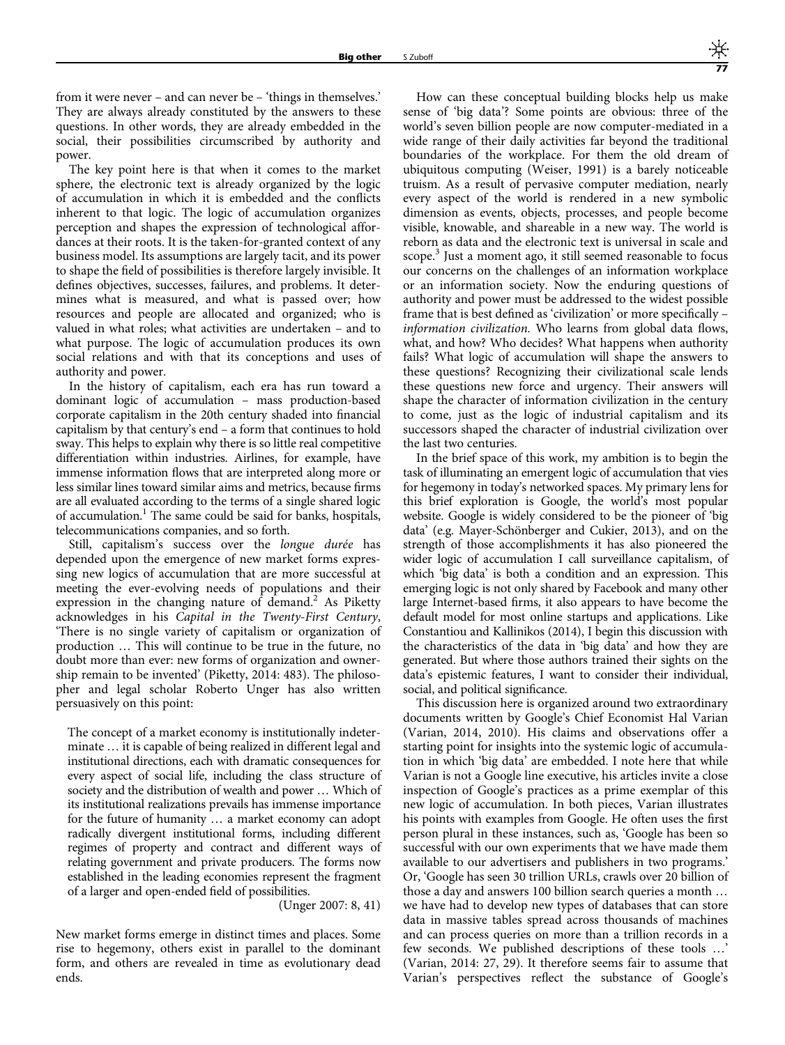from it were never – and can never be – 'things in themselves.' They are always already constituted by the answers to these questions. In other words, they are already embedded in the social, their possibilities circumscribed by authority and power.

The key point here is that when it comes to the market sphere, the electronic text is already organized by the logic of accumulation in which it is embedded and the conflicts inherent to that logic. The logic of accumulation organizes perception and shapes the expression of technological affordances at their roots. It is the taken-for-granted context of any business model. Its assumptions are largely tacit, and its power to shape the field of possibilities is therefore largely invisible. It defines objectives, successes, failures, and problems. It determines what is measured, and what is passed over; how resources and people are allocated and organized; who is valued in what roles; what activities are undertaken – and to what purpose. The logic of accumulation produces its own social relations and with that its conceptions and uses of authority and power.

In the history of capitalism, each era has run toward a dominant logic of accumulation – mass production-based corporate capitalism in the 20th century shaded into financial capitalism by that century's end – a form that continues to hold sway. This helps to explain why there is so little real competitive differentiation within industries. Airlines, for example, have immense information flows that are interpreted along more or less similar lines toward similar aims and metrics, because firms are all evaluated according to the terms of a single shared logic of accumulation.[1] The same could be said for banks, hospitals, telecommunications companies, and so forth.

Still, capitalism's success over the *longue durée* has depended upon the emergence of new market forms expressing new logics of accumulation that are more successful at meeting the ever-evolving needs of populations and their expression in the changing nature of demand.[2] As Piketty acknowledges in his *Capital in the Twenty-First Century*, 'There is no single variety of capitalism or organization of production … This will continue to be true in the future, no doubt more than ever: new forms of organization and ownership remain to be invented' (Piketty, 2014: 483). The philosopher and legal scholar Roberto Unger has also written persuasively on this point:

> The concept of a market economy is institutionally indeterminate … it is capable of being realized in different legal and institutional directions, each with dramatic consequences for every aspect of social life, including the class structure of society and the distribution of wealth and power … Which of its institutional realizations prevails has immense importance for the future of humanity … a market economy can adopt radically divergent institutional forms, including different regimes of property and contract and different ways of relating government and private producers. The forms now established in the leading economies represent the fragment of a larger and open-ended field of possibilities.
>
> (Unger 2007: 8, 41)

New market forms emerge in distinct times and places. Some rise to hegemony, others exist in parallel to the dominant form, and others are revealed in time as evolutionary dead ends.

How can these conceptual building blocks help us make sense of 'big data'? Some points are obvious: three of the world's seven billion people are now computer-mediated in a wide range of their daily activities far beyond the traditional boundaries of the workplace. For them the old dream of ubiquitous computing (Weiser, 1991) is a barely noticeable truism. As a result of pervasive computer mediation, nearly every aspect of the world is rendered in a new symbolic dimension as events, objects, processes, and people become visible, knowable, and shareable in a new way. The world is reborn as data and the electronic text is universal in scale and scope.[3] Just a moment ago, it still seemed reasonable to focus our concerns on the challenges of an information workplace or an information society. Now the enduring questions of authority and power must be addressed to the widest possible frame that is best defined as 'civilization' or more specifically – *information civilization.* Who learns from global data flows, what, and how? Who decides? What happens when authority fails? What logic of accumulation will shape the answers to these questions? Recognizing their civilizational scale lends these questions new force and urgency. Their answers will shape the character of information civilization in the century to come, just as the logic of industrial capitalism and its successors shaped the character of industrial civilization over the last two centuries.

In the brief space of this work, my ambition is to begin the task of illuminating an emergent logic of accumulation that vies for hegemony in today's networked spaces. My primary lens for this brief exploration is Google, the world's most popular website. Google is widely considered to be the pioneer of 'big data' (e.g. Mayer-Schönberger and Cukier, 2013), and on the strength of those accomplishments it has also pioneered the wider logic of accumulation I call surveillance capitalism, of which 'big data' is both a condition and an expression. This emerging logic is not only shared by Facebook and many other large Internet-based firms, it also appears to have become the default model for most online startups and applications. Like Constantiou and Kallinikos (2014), I begin this discussion with the characteristics of the data in 'big data' and how they are generated. But where those authors trained their sights on the data's epistemic features, I want to consider their individual, social, and political significance.

This discussion here is organized around two extraordinary documents written by Google's Chief Economist Hal Varian (Varian, 2014, 2010). His claims and observations offer a starting point for insights into the systemic logic of accumulation in which 'big data' are embedded. I note here that while Varian is not a Google line executive, his articles invite a close inspection of Google's practices as a prime exemplar of this new logic of accumulation. In both pieces, Varian illustrates his points with examples from Google. He often uses the first person plural in these instances, such as, 'Google has been so successful with our own experiments that we have made them available to our advertisers and publishers in two programs.' Or, 'Google has seen 30 trillion URLs, crawls over 20 billion of those a day and answers 100 billion search queries a month … we have had to develop new types of databases that can store data in massive tables spread across thousands of machines and can process queries on more than a trillion records in a few seconds. We published descriptions of these tools …' (Varian, 2014: 27, 29). It therefore seems fair to assume that Varian's perspectives reflect the substance of Google's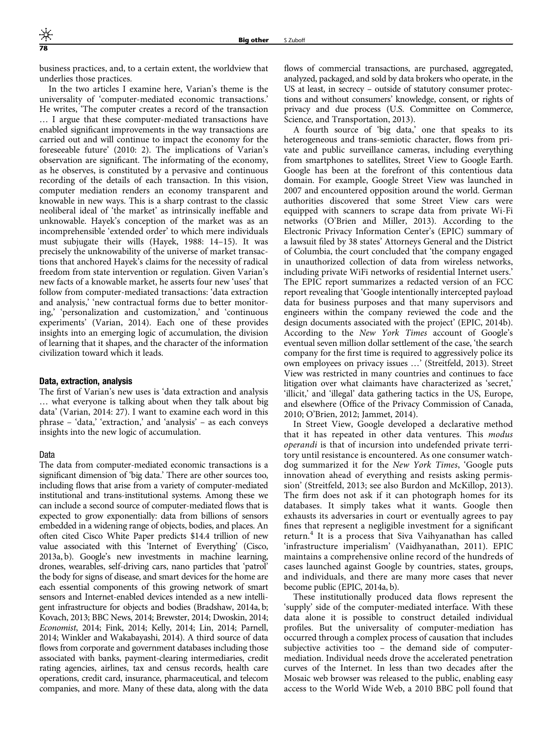business practices, and, to a certain extent, the worldview that underlies those practices.

In the two articles I examine here, Varian's theme is the universality of 'computer-mediated economic transactions.' He writes, 'The computer creates a record of the transaction … I argue that these computer-mediated transactions have enabled significant improvements in the way transactions are carried out and will continue to impact the economy for the foreseeable future' (2010: 2). The implications of Varian's observation are significant. The informating of the economy, as he observes, is constituted by a pervasive and continuous recording of the details of each transaction. In this vision, computer mediation renders an economy transparent and knowable in new ways. This is a sharp contrast to the classic neoliberal ideal of 'the market' as intrinsically ineffable and unknowable. Hayek's conception of the market was as an incomprehensible 'extended order' to which mere individuals must subjugate their wills (Hayek, 1988: 14–15). It was precisely the unknowability of the universe of market transactions that anchored Hayek's claims for the necessity of radical freedom from state intervention or regulation. Given Varian's new facts of a knowable market, he asserts four new 'uses' that follow from computer-mediated transactions: 'data extraction and analysis,' 'new contractual forms due to better monitoring,' 'personalization and customization,' and 'continuous experiments' (Varian, 2014). Each one of these provides insights into an emerging logic of accumulation, the division of learning that it shapes, and the character of the information civilization toward which it leads.

### Data, extraction, analysis

The first of Varian's new uses is 'data extraction and analysis … what everyone is talking about when they talk about big data' (Varian, 2014: 27). I want to examine each word in this phrase – 'data,' 'extraction,' and 'analysis' – as each conveys insights into the new logic of accumulation.

#### Data

The data from computer-mediated economic transactions is a significant dimension of 'big data.' There are other sources too, including flows that arise from a variety of computer-mediated institutional and trans-institutional systems. Among these we can include a second source of computer-mediated flows that is expected to grow exponentially: data from billions of sensors embedded in a widening range of objects, bodies, and places. An often cited Cisco White Paper predicts $14.4 trillion of new value associated with this 'Internet of Everything' (Cisco, 2013a, b). Google's new investments in machine learning, drones, wearables, self-driving cars, nano particles that 'patrol' the body for signs of disease, and smart devices for the home are each essential components of this growing network of smart sensors and Internet-enabled devices intended as a new intelligent infrastructure for objects and bodies (Bradshaw, 2014a, b; Kovach, 2013; BBC News, 2014; Brewster, 2014; Dwoskin, 2014; *Economist*, 2014; Fink, 2014; Kelly, 2014; Lin, 2014; Parnell, 2014; Winkler and Wakabayashi, 2014). A third source of data flows from corporate and government databases including those associated with banks, payment-clearing intermediaries, credit rating agencies, airlines, tax and census records, health care operations, credit card, insurance, pharmaceutical, and telecom companies, and more. Many of these data, along with the data flows of commercial transactions, are purchased, aggregated, analyzed, packaged, and sold by data brokers who operate, in the US at least, in secrecy – outside of statutory consumer protections and without consumers' knowledge, consent, or rights of privacy and due process (U.S. Committee on Commerce, Science, and Transportation, 2013).

A fourth source of 'big data,' one that speaks to its heterogeneous and trans-semiotic character, flows from private and public surveillance cameras, including everything from smartphones to satellites, Street View to Google Earth. Google has been at the forefront of this contentious data domain. For example, Google Street View was launched in 2007 and encountered opposition around the world. German authorities discovered that some Street View cars were equipped with scanners to scrape data from private Wi-Fi networks (O'Brien and Miller, 2013). According to the Electronic Privacy Information Center's (EPIC) summary of a lawsuit filed by 38 states' Attorneys General and the District of Columbia, the court concluded that 'the company engaged in unauthorized collection of data from wireless networks, including private WiFi networks of residential Internet users.' The EPIC report summarizes a redacted version of an FCC report revealing that 'Google intentionally intercepted payload data for business purposes and that many supervisors and engineers within the company reviewed the code and the design documents associated with the project' (EPIC, 2014b). According to the *New York Times* account of Google's eventual seven million dollar settlement of the case, 'the search company for the first time is required to aggressively police its own employees on privacy issues …' (Streitfeld, 2013). Street View was restricted in many countries and continues to face litigation over what claimants have characterized as 'secret,' 'illicit,' and 'illegal' data gathering tactics in the US, Europe, and elsewhere (Office of the Privacy Commission of Canada, 2010; O'Brien, 2012; Jammet, 2014).

In Street View, Google developed a declarative method that it has repeated in other data ventures. This *modus operandi* is that of incursion into undefended private territory until resistance is encountered. As one consumer watchdog summarized it for the *New York Times*, 'Google puts innovation ahead of everything and resists asking permission' (Streitfeld, 2013; see also Burdon and McKillop, 2013). The firm does not ask if it can photograph homes for its databases. It simply takes what it wants. Google then exhausts its adversaries in court or eventually agrees to pay fines that represent a negligible investment for a significant return.[4] It is a process that Siva Vaihyanathan has called 'infrastructure imperialism' (Vaidhyanathan, 2011). EPIC maintains a comprehensive online record of the hundreds of cases launched against Google by countries, states, groups, and individuals, and there are many more cases that never become public (EPIC, 2014a, b).

These institutionally produced data flows represent the 'supply' side of the computer-mediated interface. With these data alone it is possible to construct detailed individual profiles. But the universality of computer-mediation has occurred through a complex process of causation that includes subjective activities too – the demand side of computer-mediation. Individual needs drove the accelerated penetration curves of the Internet. In less than two decades after the Mosaic web browser was released to the public, enabling easy access to the World Wide Web, a 2010 BBC poll found that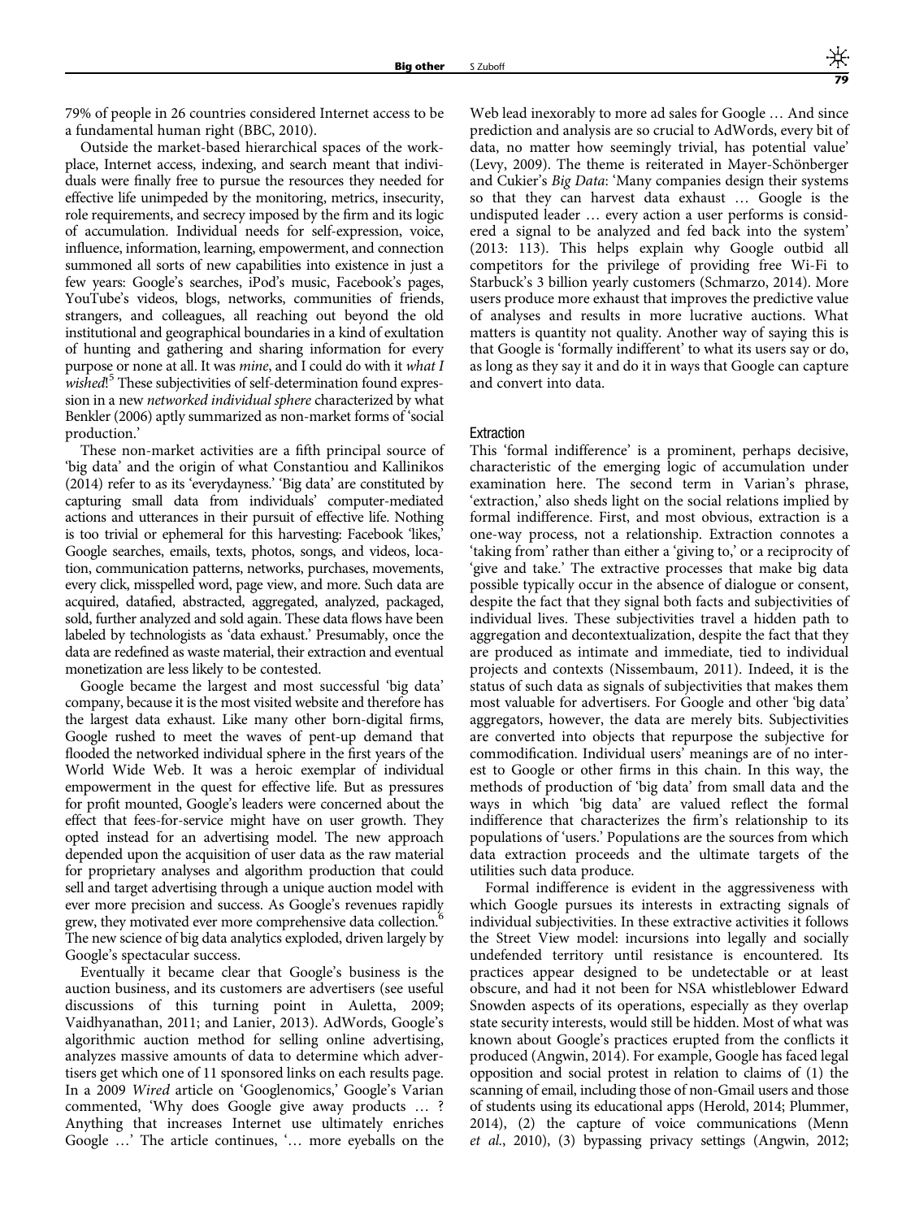79% of people in 26 countries considered Internet access to be a fundamental human right (BBC, 2010).

Outside the market-based hierarchical spaces of the workplace, Internet access, indexing, and search meant that individuals were finally free to pursue the resources they needed for effective life unimpeded by the monitoring, metrics, insecurity, role requirements, and secrecy imposed by the firm and its logic of accumulation. Individual needs for self-expression, voice, influence, information, learning, empowerment, and connection summoned all sorts of new capabilities into existence in just a few years: Google's searches, iPod's music, Facebook's pages, YouTube's videos, blogs, networks, communities of friends, strangers, and colleagues, all reaching out beyond the old institutional and geographical boundaries in a kind of exultation of hunting and gathering and sharing information for every purpose or none at all. It was *mine*, and I could do with it *what I wished*![5] These subjectivities of self-determination found expression in a new *networked individual sphere* characterized by what Benkler (2006) aptly summarized as non-market forms of 'social production.'

These non-market activities are a fifth principal source of 'big data' and the origin of what Constantiou and Kallinikos (2014) refer to as its 'everydayness.' 'Big data' are constituted by capturing small data from individuals' computer-mediated actions and utterances in their pursuit of effective life. Nothing is too trivial or ephemeral for this harvesting: Facebook 'likes,' Google searches, emails, texts, photos, songs, and videos, location, communication patterns, networks, purchases, movements, every click, misspelled word, page view, and more. Such data are acquired, datafied, abstracted, aggregated, analyzed, packaged, sold, further analyzed and sold again. These data flows have been labeled by technologists as 'data exhaust.' Presumably, once the data are redefined as waste material, their extraction and eventual monetization are less likely to be contested.

Google became the largest and most successful 'big data' company, because it is the most visited website and therefore has the largest data exhaust. Like many other born-digital firms, Google rushed to meet the waves of pent-up demand that flooded the networked individual sphere in the first years of the World Wide Web. It was a heroic exemplar of individual empowerment in the quest for effective life. But as pressures for profit mounted, Google's leaders were concerned about the effect that fees-for-service might have on user growth. They opted instead for an advertising model. The new approach depended upon the acquisition of user data as the raw material for proprietary analyses and algorithm production that could sell and target advertising through a unique auction model with ever more precision and success. As Google's revenues rapidly grew, they motivated ever more comprehensive data collection.[6] The new science of big data analytics exploded, driven largely by Google's spectacular success.

Eventually it became clear that Google's business is the auction business, and its customers are advertisers (see useful discussions of this turning point in Auletta, 2009; Vaidhyanathan, 2011; and Lanier, 2013). AdWords, Google's algorithmic auction method for selling online advertising, analyzes massive amounts of data to determine which advertisers get which one of 11 sponsored links on each results page. In a 2009 *Wired* article on 'Googlenomics,' Google's Varian commented, 'Why does Google give away products … ? Anything that increases Internet use ultimately enriches Google …' The article continues, '… more eyeballs on the Web lead inexorably to more ad sales for Google … And since prediction and analysis are so crucial to AdWords, every bit of data, no matter how seemingly trivial, has potential value' (Levy, 2009). The theme is reiterated in Mayer-Schönberger and Cukier's *Big Data*: 'Many companies design their systems so that they can harvest data exhaust … Google is the undisputed leader … every action a user performs is considered a signal to be analyzed and fed back into the system' (2013: 113). This helps explain why Google outbid all competitors for the privilege of providing free Wi-Fi to Starbuck's 3 billion yearly customers (Schmarzo, 2014). More users produce more exhaust that improves the predictive value of analyses and results in more lucrative auctions. What matters is quantity not quality. Another way of saying this is that Google is 'formally indifferent' to what its users say or do, as long as they say it and do it in ways that Google can capture and convert into data.

### Extraction

This 'formal indifference' is a prominent, perhaps decisive, characteristic of the emerging logic of accumulation under examination here. The second term in Varian's phrase, 'extraction,' also sheds light on the social relations implied by formal indifference. First, and most obvious, extraction is a one-way process, not a relationship. Extraction connotes a 'taking from' rather than either a 'giving to,' or a reciprocity of 'give and take.' The extractive processes that make big data possible typically occur in the absence of dialogue or consent, despite the fact that they signal both facts and subjectivities of individual lives. These subjectivities travel a hidden path to aggregation and decontextualization, despite the fact that they are produced as intimate and immediate, tied to individual projects and contexts (Nissembaum, 2011). Indeed, it is the status of such data as signals of subjectivities that makes them most valuable for advertisers. For Google and other 'big data' aggregators, however, the data are merely bits. Subjectivities are converted into objects that repurpose the subjective for commodification. Individual users' meanings are of no interest to Google or other firms in this chain. In this way, the methods of production of 'big data' from small data and the ways in which 'big data' are valued reflect the formal indifference that characterizes the firm's relationship to its populations of 'users.' Populations are the sources from which data extraction proceeds and the ultimate targets of the utilities such data produce.

Formal indifference is evident in the aggressiveness with which Google pursues its interests in extracting signals of individual subjectivities. In these extractive activities it follows the Street View model: incursions into legally and socially undefended territory until resistance is encountered. Its practices appear designed to be undetectable or at least obscure, and had it not been for NSA whistleblower Edward Snowden aspects of its operations, especially as they overlap state security interests, would still be hidden. Most of what was known about Google's practices erupted from the conflicts it produced (Angwin, 2014). For example, Google has faced legal opposition and social protest in relation to claims of (1) the scanning of email, including those of non-Gmail users and those of students using its educational apps (Herold, 2014; Plummer, 2014), (2) the capture of voice communications (Menn *et al.*, 2010), (3) bypassing privacy settings (Angwin, 2012;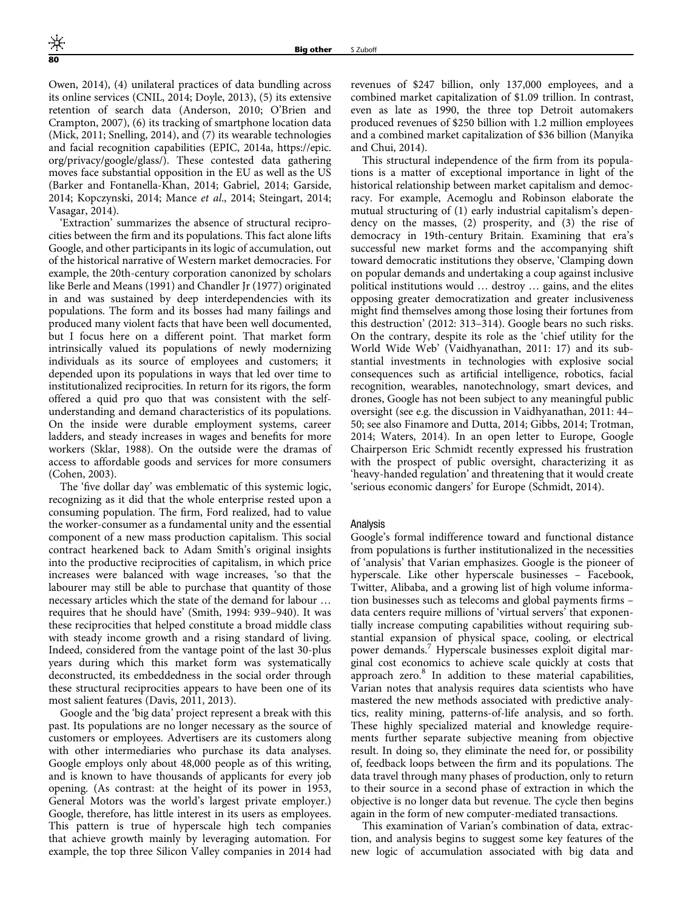Owen, 2014), (4) unilateral practices of data bundling across its online services (CNIL, 2014; Doyle, 2013), (5) its extensive retention of search data (Anderson, 2010; O'Brien and Crampton, 2007), (6) its tracking of smartphone location data (Mick, 2011; Snelling, 2014), and (7) its wearable technologies and facial recognition capabilities (EPIC, 2014a, https://epic.org/privacy/google/glass/). These contested data gathering moves face substantial opposition in the EU as well as the US (Barker and Fontanella-Khan, 2014; Gabriel, 2014; Garside, 2014; Kopczynski, 2014; Mance *et al*., 2014; Steingart, 2014; Vasagar, 2014).

'Extraction' summarizes the absence of structural reciprocities between the firm and its populations. This fact alone lifts Google, and other participants in its logic of accumulation, out of the historical narrative of Western market democracies. For example, the 20th-century corporation canonized by scholars like Berle and Means (1991) and Chandler Jr (1977) originated in and was sustained by deep interdependencies with its populations. The form and its bosses had many failings and produced many violent facts that have been well documented, but I focus here on a different point. That market form intrinsically valued its populations of newly modernizing individuals as its source of employees and customers; it depended upon its populations in ways that led over time to institutionalized reciprocities. In return for its rigors, the form offered a quid pro quo that was consistent with the self-understanding and demand characteristics of its populations. On the inside were durable employment systems, career ladders, and steady increases in wages and benefits for more workers (Sklar, 1988). On the outside were the dramas of access to affordable goods and services for more consumers (Cohen, 2003).

The 'five dollar day' was emblematic of this systemic logic, recognizing as it did that the whole enterprise rested upon a consuming population. The firm, Ford realized, had to value the worker-consumer as a fundamental unity and the essential component of a new mass production capitalism. This social contract hearkened back to Adam Smith's original insights into the productive reciprocities of capitalism, in which price increases were balanced with wage increases, 'so that the labourer may still be able to purchase that quantity of those necessary articles which the state of the demand for labour … requires that he should have' (Smith, 1994: 939–940). It was these reciprocities that helped constitute a broad middle class with steady income growth and a rising standard of living. Indeed, considered from the vantage point of the last 30-plus years during which this market form was systematically deconstructed, its embeddedness in the social order through these structural reciprocities appears to have been one of its most salient features (Davis, 2011, 2013).

Google and the 'big data' project represent a break with this past. Its populations are no longer necessary as the source of customers or employees. Advertisers are its customers along with other intermediaries who purchase its data analyses. Google employs only about 48,000 people as of this writing, and is known to have thousands of applicants for every job opening. (As contrast: at the height of its power in 1953, General Motors was the world's largest private employer.) Google, therefore, has little interest in its users as employees. This pattern is true of hyperscale high tech companies that achieve growth mainly by leveraging automation. For example, the top three Silicon Valley companies in 2014 had revenues of \$247 billion, only 137,000 employees, and a combined market capitalization of \$1.09 trillion. In contrast, even as late as 1990, the three top Detroit automakers produced revenues of \$250 billion with 1.2 million employees and a combined market capitalization of \$36 billion (Manyika and Chui, 2014).

This structural independence of the firm from its populations is a matter of exceptional importance in light of the historical relationship between market capitalism and democracy. For example, Acemoglu and Robinson elaborate the mutual structuring of (1) early industrial capitalism's dependency on the masses, (2) prosperity, and (3) the rise of democracy in 19th-century Britain. Examining that era's successful new market forms and the accompanying shift toward democratic institutions they observe, 'Clamping down on popular demands and undertaking a coup against inclusive political institutions would … destroy … gains, and the elites opposing greater democratization and greater inclusiveness might find themselves among those losing their fortunes from this destruction' (2012: 313–314). Google bears no such risks. On the contrary, despite its role as the 'chief utility for the World Wide Web' (Vaidhyanathan, 2011: 17) and its substantial investments in technologies with explosive social consequences such as artificial intelligence, robotics, facial recognition, wearables, nanotechnology, smart devices, and drones, Google has not been subject to any meaningful public oversight (see e.g. the discussion in Vaidhyanathan, 2011: 44–50; see also Finamore and Dutta, 2014; Gibbs, 2014; Trotman, 2014; Waters, 2014). In an open letter to Europe, Google Chairperson Eric Schmidt recently expressed his frustration with the prospect of public oversight, characterizing it as 'heavy-handed regulation' and threatening that it would create 'serious economic dangers' for Europe (Schmidt, 2014).

### Analysis

Google's formal indifference toward and functional distance from populations is further institutionalized in the necessities of 'analysis' that Varian emphasizes. Google is the pioneer of hyperscale. Like other hyperscale businesses – Facebook, Twitter, Alibaba, and a growing list of high volume information businesses such as telecoms and global payments firms – data centers require millions of 'virtual servers' that exponentially increase computing capabilities without requiring substantial expansion of physical space, cooling, or electrical power demands.[7] Hyperscale businesses exploit digital marginal cost economics to achieve scale quickly at costs that approach zero.[8] In addition to these material capabilities, Varian notes that analysis requires data scientists who have mastered the new methods associated with predictive analytics, reality mining, patterns-of-life analysis, and so forth. These highly specialized material and knowledge requirements further separate subjective meaning from objective result. In doing so, they eliminate the need for, or possibility of, feedback loops between the firm and its populations. The data travel through many phases of production, only to return to their source in a second phase of extraction in which the objective is no longer data but revenue. The cycle then begins again in the form of new computer-mediated transactions.

This examination of Varian's combination of data, extraction, and analysis begins to suggest some key features of the new logic of accumulation associated with big data and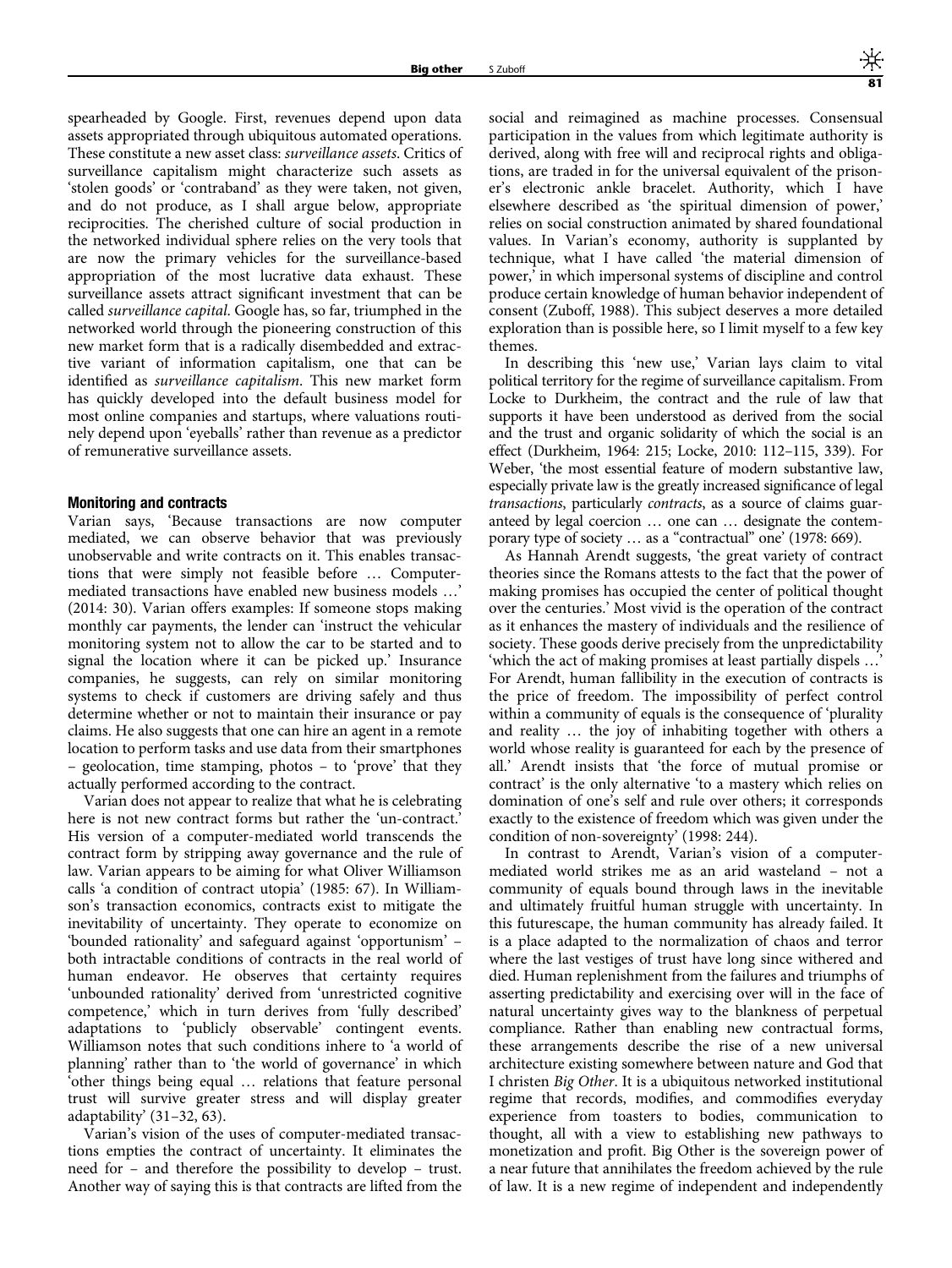spearheaded by Google. First, revenues depend upon data assets appropriated through ubiquitous automated operations. These constitute a new asset class: *surveillance assets*. Critics of surveillance capitalism might characterize such assets as 'stolen goods' or 'contraband' as they were taken, not given, and do not produce, as I shall argue below, appropriate reciprocities. The cherished culture of social production in the networked individual sphere relies on the very tools that are now the primary vehicles for the surveillance-based appropriation of the most lucrative data exhaust. These surveillance assets attract significant investment that can be called *surveillance capital*. Google has, so far, triumphed in the networked world through the pioneering construction of this new market form that is a radically disembedded and extractive variant of information capitalism, one that can be identified as *surveillance capitalism*. This new market form has quickly developed into the default business model for most online companies and startups, where valuations routinely depend upon 'eyeballs' rather than revenue as a predictor of remunerative surveillance assets.

#### Monitoring and contracts

Varian says, 'Because transactions are now computer mediated, we can observe behavior that was previously unobservable and write contracts on it. This enables transactions that were simply not feasible before … Computer-mediated transactions have enabled new business models …' (2014: 30). Varian offers examples: If someone stops making monthly car payments, the lender can 'instruct the vehicular monitoring system not to allow the car to be started and to signal the location where it can be picked up.' Insurance companies, he suggests, can rely on similar monitoring systems to check if customers are driving safely and thus determine whether or not to maintain their insurance or pay claims. He also suggests that one can hire an agent in a remote location to perform tasks and use data from their smartphones – geolocation, time stamping, photos – to 'prove' that they actually performed according to the contract.

Varian does not appear to realize that what he is celebrating here is not new contract forms but rather the 'un-contract.' His version of a computer-mediated world transcends the contract form by stripping away governance and the rule of law. Varian appears to be aiming for what Oliver Williamson calls 'a condition of contract utopia' (1985: 67). In Williamson's transaction economics, contracts exist to mitigate the inevitability of uncertainty. They operate to economize on 'bounded rationality' and safeguard against 'opportunism' – both intractable conditions of contracts in the real world of human endeavor. He observes that certainty requires 'unbounded rationality' derived from 'unrestricted cognitive competence,' which in turn derives from 'fully described' adaptations to 'publicly observable' contingent events. Williamson notes that such conditions inhere to 'a world of planning' rather than to 'the world of governance' in which 'other things being equal … relations that feature personal trust will survive greater stress and will display greater adaptability' (31–32, 63).

Varian's vision of the uses of computer-mediated transactions empties the contract of uncertainty. It eliminates the need for – and therefore the possibility to develop – trust. Another way of saying this is that contracts are lifted from the social and reimagined as machine processes. Consensual participation in the values from which legitimate authority is derived, along with free will and reciprocal rights and obligations, are traded in for the universal equivalent of the prisoner's electronic ankle bracelet. Authority, which I have elsewhere described as 'the spiritual dimension of power,' relies on social construction animated by shared foundational values. In Varian's economy, authority is supplanted by technique, what I have called 'the material dimension of power,' in which impersonal systems of discipline and control produce certain knowledge of human behavior independent of consent (Zuboff, 1988). This subject deserves a more detailed exploration than is possible here, so I limit myself to a few key themes.

In describing this 'new use,' Varian lays claim to vital political territory for the regime of surveillance capitalism. From Locke to Durkheim, the contract and the rule of law that supports it have been understood as derived from the social and the trust and organic solidarity of which the social is an effect (Durkheim, 1964: 215; Locke, 2010: 112–115, 339). For Weber, 'the most essential feature of modern substantive law, especially private law is the greatly increased significance of legal *transactions*, particularly *contracts*, as a source of claims guaranteed by legal coercion … one can … designate the contemporary type of society … as a "contractual" one' (1978: 669).

As Hannah Arendt suggests, 'the great variety of contract theories since the Romans attests to the fact that the power of making promises has occupied the center of political thought over the centuries.' Most vivid is the operation of the contract as it enhances the mastery of individuals and the resilience of society. These goods derive precisely from the unpredictability 'which the act of making promises at least partially dispels …' For Arendt, human fallibility in the execution of contracts is the price of freedom. The impossibility of perfect control within a community of equals is the consequence of 'plurality and reality … the joy of inhabiting together with others a world whose reality is guaranteed for each by the presence of all.' Arendt insists that 'the force of mutual promise or contract' is the only alternative 'to a mastery which relies on domination of one's self and rule over others; it corresponds exactly to the existence of freedom which was given under the condition of non-sovereignty' (1998: 244).

In contrast to Arendt, Varian's vision of a computer-mediated world strikes me as an arid wasteland – not a community of equals bound through laws in the inevitable and ultimately fruitful human struggle with uncertainty. In this futurescape, the human community has already failed. It is a place adapted to the normalization of chaos and terror where the last vestiges of trust have long since withered and died. Human replenishment from the failures and triumphs of asserting predictability and exercising over will in the face of natural uncertainty gives way to the blankness of perpetual compliance. Rather than enabling new contractual forms, these arrangements describe the rise of a new universal architecture existing somewhere between nature and God that I christen *Big Other*. It is a ubiquitous networked institutional regime that records, modifies, and commodifies everyday experience from toasters to bodies, communication to thought, all with a view to establishing new pathways to monetization and profit. Big Other is the sovereign power of a near future that annihilates the freedom achieved by the rule of law. It is a new regime of independent and independently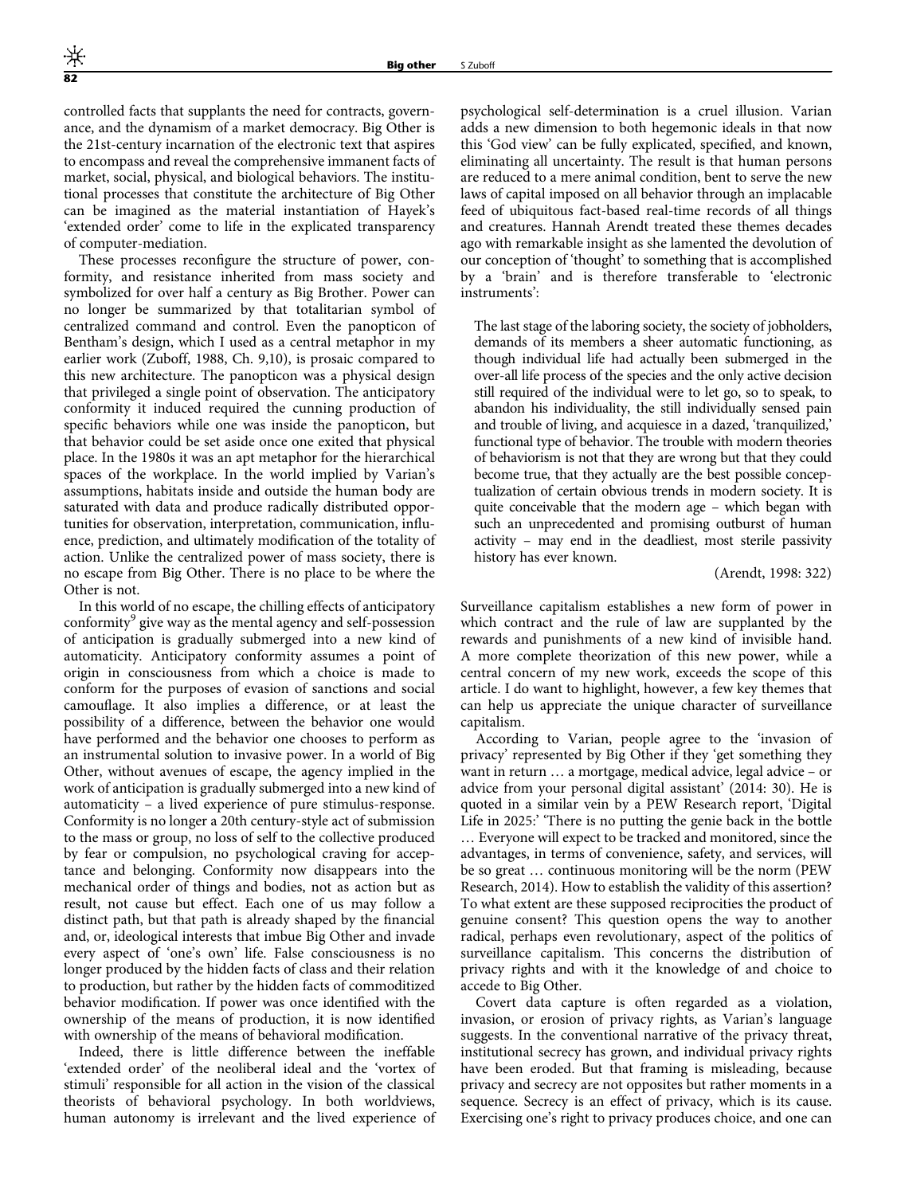controlled facts that supplants the need for contracts, governance, and the dynamism of a market democracy. Big Other is the 21st-century incarnation of the electronic text that aspires to encompass and reveal the comprehensive immanent facts of market, social, physical, and biological behaviors. The institutional processes that constitute the architecture of Big Other can be imagined as the material instantiation of Hayek's 'extended order' come to life in the explicated transparency of computer-mediation.

These processes reconfigure the structure of power, conformity, and resistance inherited from mass society and symbolized for over half a century as Big Brother. Power can no longer be summarized by that totalitarian symbol of centralized command and control. Even the panopticon of Bentham's design, which I used as a central metaphor in my earlier work (Zuboff, 1988, Ch. 9,10), is prosaic compared to this new architecture. The panopticon was a physical design that privileged a single point of observation. The anticipatory conformity it induced required the cunning production of specific behaviors while one was inside the panopticon, but that behavior could be set aside once one exited that physical place. In the 1980s it was an apt metaphor for the hierarchical spaces of the workplace. In the world implied by Varian's assumptions, habitats inside and outside the human body are saturated with data and produce radically distributed opportunities for observation, interpretation, communication, influence, prediction, and ultimately modification of the totality of action. Unlike the centralized power of mass society, there is no escape from Big Other. There is no place to be where the Other is not.

In this world of no escape, the chilling effects of anticipatory conformity[9] give way as the mental agency and self-possession of anticipation is gradually submerged into a new kind of automaticity. Anticipatory conformity assumes a point of origin in consciousness from which a choice is made to conform for the purposes of evasion of sanctions and social camouflage. It also implies a difference, or at least the possibility of a difference, between the behavior one would have performed and the behavior one chooses to perform as an instrumental solution to invasive power. In a world of Big Other, without avenues of escape, the agency implied in the work of anticipation is gradually submerged into a new kind of automaticity – a lived experience of pure stimulus-response. Conformity is no longer a 20th century-style act of submission to the mass or group, no loss of self to the collective produced by fear or compulsion, no psychological craving for acceptance and belonging. Conformity now disappears into the mechanical order of things and bodies, not as action but as result, not cause but effect. Each one of us may follow a distinct path, but that path is already shaped by the financial and, or, ideological interests that imbue Big Other and invade every aspect of 'one's own' life. False consciousness is no longer produced by the hidden facts of class and their relation to production, but rather by the hidden facts of commoditized behavior modification. If power was once identified with the ownership of the means of production, it is now identified with ownership of the means of behavioral modification.

Indeed, there is little difference between the ineffable 'extended order' of the neoliberal ideal and the 'vortex of stimuli' responsible for all action in the vision of the classical theorists of behavioral psychology. In both worldviews, human autonomy is irrelevant and the lived experience of psychological self-determination is a cruel illusion. Varian adds a new dimension to both hegemonic ideals in that now this 'God view' can be fully explicated, specified, and known, eliminating all uncertainty. The result is that human persons are reduced to a mere animal condition, bent to serve the new laws of capital imposed on all behavior through an implacable feed of ubiquitous fact-based real-time records of all things and creatures. Hannah Arendt treated these themes decades ago with remarkable insight as she lamented the devolution of our conception of 'thought' to something that is accomplished by a 'brain' and is therefore transferable to 'electronic instruments':

> The last stage of the laboring society, the society of jobholders, demands of its members a sheer automatic functioning, as though individual life had actually been submerged in the over-all life process of the species and the only active decision still required of the individual were to let go, so to speak, to abandon his individuality, the still individually sensed pain and trouble of living, and acquiesce in a dazed, 'tranquilized,' functional type of behavior. The trouble with modern theories of behaviorism is not that they are wrong but that they could become true, that they actually are the best possible conceptualization of certain obvious trends in modern society. It is quite conceivable that the modern age – which began with such an unprecedented and promising outburst of human activity – may end in the deadliest, most sterile passivity history has ever known.
>
> (Arendt, 1998: 322)

Surveillance capitalism establishes a new form of power in which contract and the rule of law are supplanted by the rewards and punishments of a new kind of invisible hand. A more complete theorization of this new power, while a central concern of my new work, exceeds the scope of this article. I do want to highlight, however, a few key themes that can help us appreciate the unique character of surveillance capitalism.

According to Varian, people agree to the 'invasion of privacy' represented by Big Other if they 'get something they want in return … a mortgage, medical advice, legal advice – or advice from your personal digital assistant' (2014: 30). He is quoted in a similar vein by a PEW Research report, 'Digital Life in 2025:' 'There is no putting the genie back in the bottle … Everyone will expect to be tracked and monitored, since the advantages, in terms of convenience, safety, and services, will be so great … continuous monitoring will be the norm (PEW Research, 2014). How to establish the validity of this assertion? To what extent are these supposed reciprocities the product of genuine consent? This question opens the way to another radical, perhaps even revolutionary, aspect of the politics of surveillance capitalism. This concerns the distribution of privacy rights and with it the knowledge of and choice to accede to Big Other.

Covert data capture is often regarded as a violation, invasion, or erosion of privacy rights, as Varian's language suggests. In the conventional narrative of the privacy threat, institutional secrecy has grown, and individual privacy rights have been eroded. But that framing is misleading, because privacy and secrecy are not opposites but rather moments in a sequence. Secrecy is an effect of privacy, which is its cause. Exercising one's right to privacy produces choice, and one can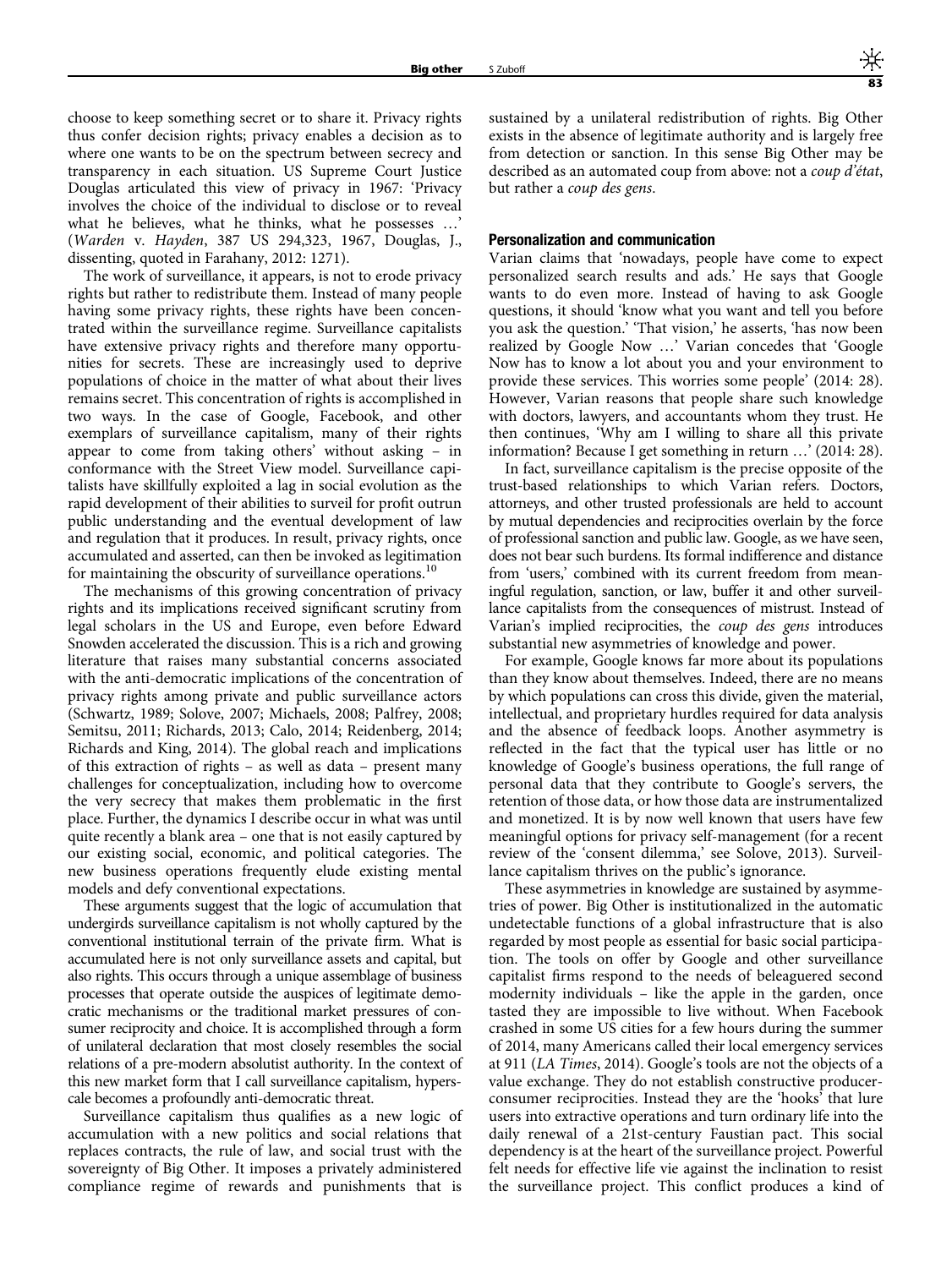choose to keep something secret or to share it. Privacy rights thus confer decision rights; privacy enables a decision as to where one wants to be on the spectrum between secrecy and transparency in each situation. US Supreme Court Justice Douglas articulated this view of privacy in 1967: 'Privacy involves the choice of the individual to disclose or to reveal what he believes, what he thinks, what he possesses …' (*Warden* v. *Hayden*, 387 US 294,323, 1967, Douglas, J., dissenting, quoted in Farahany, 2012: 1271).

The work of surveillance, it appears, is not to erode privacy rights but rather to redistribute them. Instead of many people having some privacy rights, these rights have been concentrated within the surveillance regime. Surveillance capitalists have extensive privacy rights and therefore many opportunities for secrets. These are increasingly used to deprive populations of choice in the matter of what about their lives remains secret. This concentration of rights is accomplished in two ways. In the case of Google, Facebook, and other exemplars of surveillance capitalism, many of their rights appear to come from taking others' without asking – in conformance with the Street View model. Surveillance capitalists have skillfully exploited a lag in social evolution as the rapid development of their abilities to surveil for profit outrun public understanding and the eventual development of law and regulation that it produces. In result, privacy rights, once accumulated and asserted, can then be invoked as legitimation for maintaining the obscurity of surveillance operations.[10]

The mechanisms of this growing concentration of privacy rights and its implications received significant scrutiny from legal scholars in the US and Europe, even before Edward Snowden accelerated the discussion. This is a rich and growing literature that raises many substantial concerns associated with the anti-democratic implications of the concentration of privacy rights among private and public surveillance actors (Schwartz, 1989; Solove, 2007; Michaels, 2008; Palfrey, 2008; Semitsu, 2011; Richards, 2013; Calo, 2014; Reidenberg, 2014; Richards and King, 2014). The global reach and implications of this extraction of rights – as well as data – present many challenges for conceptualization, including how to overcome the very secrecy that makes them problematic in the first place. Further, the dynamics I describe occur in what was until quite recently a blank area – one that is not easily captured by our existing social, economic, and political categories. The new business operations frequently elude existing mental models and defy conventional expectations.

These arguments suggest that the logic of accumulation that undergirds surveillance capitalism is not wholly captured by the conventional institutional terrain of the private firm. What is accumulated here is not only surveillance assets and capital, but also rights. This occurs through a unique assemblage of business processes that operate outside the auspices of legitimate democratic mechanisms or the traditional market pressures of consumer reciprocity and choice. It is accomplished through a form of unilateral declaration that most closely resembles the social relations of a pre-modern absolutist authority. In the context of this new market form that I call surveillance capitalism, hyperscale becomes a profoundly anti-democratic threat.

Surveillance capitalism thus qualifies as a new logic of accumulation with a new politics and social relations that replaces contracts, the rule of law, and social trust with the sovereignty of Big Other. It imposes a privately administered compliance regime of rewards and punishments that is sustained by a unilateral redistribution of rights. Big Other exists in the absence of legitimate authority and is largely free from detection or sanction. In this sense Big Other may be described as an automated coup from above: not a *coup d'état*, but rather a *coup des gens*.

### Personalization and communication

Varian claims that 'nowadays, people have come to expect personalized search results and ads.' He says that Google wants to do even more. Instead of having to ask Google questions, it should 'know what you want and tell you before you ask the question.' 'That vision,' he asserts, 'has now been realized by Google Now …' Varian concedes that 'Google Now has to know a lot about you and your environment to provide these services. This worries some people' (2014: 28). However, Varian reasons that people share such knowledge with doctors, lawyers, and accountants whom they trust. He then continues, 'Why am I willing to share all this private information? Because I get something in return …' (2014: 28).

In fact, surveillance capitalism is the precise opposite of the trust-based relationships to which Varian refers. Doctors, attorneys, and other trusted professionals are held to account by mutual dependencies and reciprocities overlain by the force of professional sanction and public law. Google, as we have seen, does not bear such burdens. Its formal indifference and distance from 'users,' combined with its current freedom from meaningful regulation, sanction, or law, buffer it and other surveillance capitalists from the consequences of mistrust. Instead of Varian's implied reciprocities, the *coup des gens* introduces substantial new asymmetries of knowledge and power.

For example, Google knows far more about its populations than they know about themselves. Indeed, there are no means by which populations can cross this divide, given the material, intellectual, and proprietary hurdles required for data analysis and the absence of feedback loops. Another asymmetry is reflected in the fact that the typical user has little or no knowledge of Google's business operations, the full range of personal data that they contribute to Google's servers, the retention of those data, or how those data are instrumentalized and monetized. It is by now well known that users have few meaningful options for privacy self-management (for a recent review of the 'consent dilemma,' see Solove, 2013). Surveillance capitalism thrives on the public's ignorance.

These asymmetries in knowledge are sustained by asymmetries of power. Big Other is institutionalized in the automatic undetectable functions of a global infrastructure that is also regarded by most people as essential for basic social participation. The tools on offer by Google and other surveillance capitalist firms respond to the needs of beleaguered second modernity individuals – like the apple in the garden, once tasted they are impossible to live without. When Facebook crashed in some US cities for a few hours during the summer of 2014, many Americans called their local emergency services at 911 (*LA Times*, 2014). Google's tools are not the objects of a value exchange. They do not establish constructive producer-consumer reciprocities. Instead they are the 'hooks' that lure users into extractive operations and turn ordinary life into the daily renewal of a 21st-century Faustian pact. This social dependency is at the heart of the surveillance project. Powerful felt needs for effective life vie against the inclination to resist the surveillance project. This conflict produces a kind of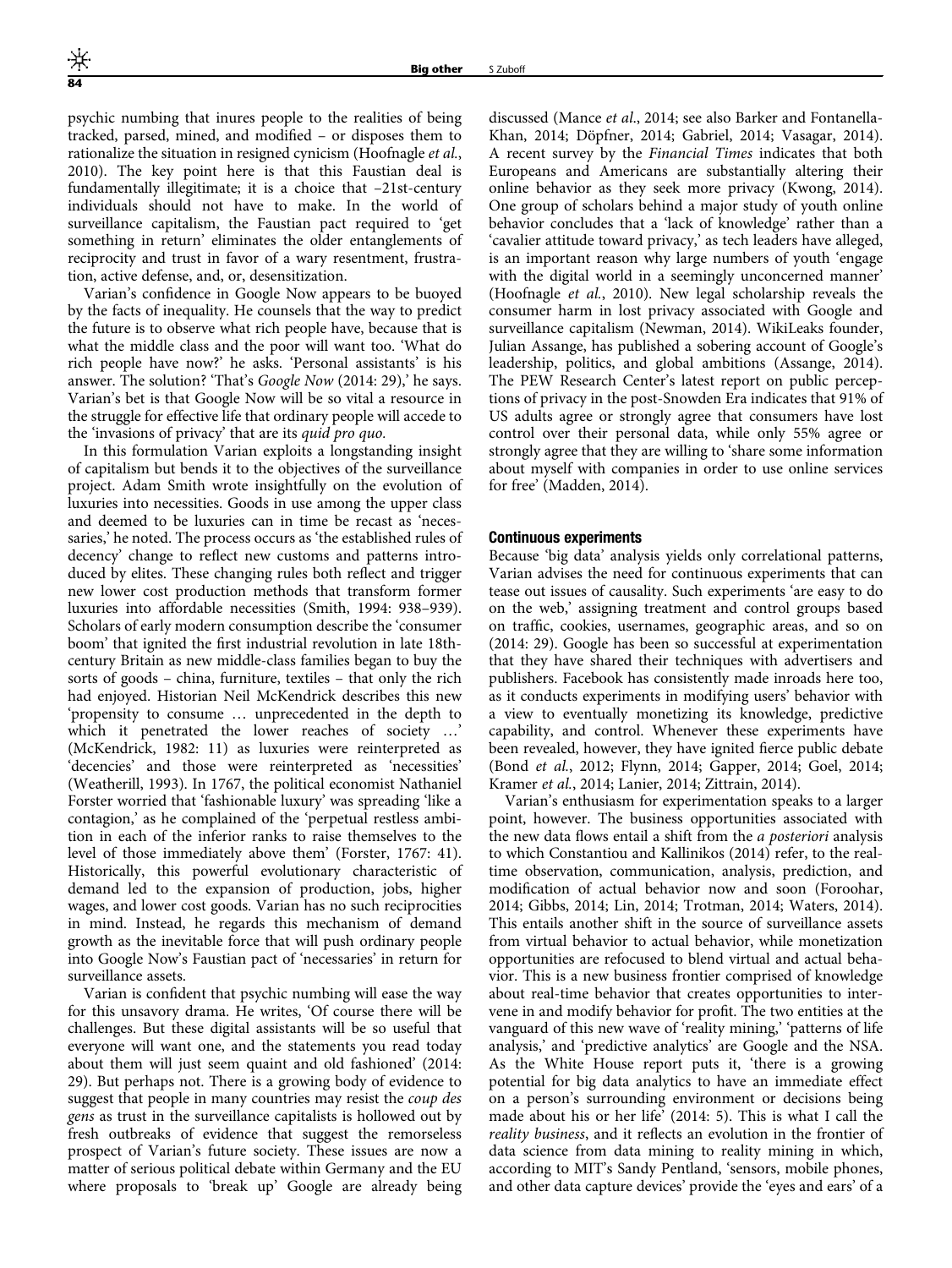psychic numbing that inures people to the realities of being tracked, parsed, mined, and modified – or disposes them to rationalize the situation in resigned cynicism (Hoofnagle *et al.*, 2010). The key point here is that this Faustian deal is fundamentally illegitimate; it is a choice that –21st-century individuals should not have to make. In the world of surveillance capitalism, the Faustian pact required to 'get something in return' eliminates the older entanglements of reciprocity and trust in favor of a wary resentment, frustration, active defense, and, or, desensitization.

Varian's confidence in Google Now appears to be buoyed by the facts of inequality. He counsels that the way to predict the future is to observe what rich people have, because that is what the middle class and the poor will want too. 'What do rich people have now?' he asks. 'Personal assistants' is his answer. The solution? 'That's *Google Now* (2014: 29),' he says. Varian's bet is that Google Now will be so vital a resource in the struggle for effective life that ordinary people will accede to the 'invasions of privacy' that are its *quid pro quo.*

In this formulation Varian exploits a longstanding insight of capitalism but bends it to the objectives of the surveillance project. Adam Smith wrote insightfully on the evolution of luxuries into necessities. Goods in use among the upper class and deemed to be luxuries can in time be recast as 'necessaries,' he noted. The process occurs as 'the established rules of decency' change to reflect new customs and patterns introduced by elites. These changing rules both reflect and trigger new lower cost production methods that transform former luxuries into affordable necessities (Smith, 1994: 938–939). Scholars of early modern consumption describe the 'consumer boom' that ignited the first industrial revolution in late 18th-century Britain as new middle-class families began to buy the sorts of goods – china, furniture, textiles – that only the rich had enjoyed. Historian Neil McKendrick describes this new 'propensity to consume … unprecedented in the depth to which it penetrated the lower reaches of society …' (McKendrick, 1982: 11) as luxuries were reinterpreted as 'decencies' and those were reinterpreted as 'necessities' (Weatherill, 1993). In 1767, the political economist Nathaniel Forster worried that 'fashionable luxury' was spreading 'like a contagion,' as he complained of the 'perpetual restless ambition in each of the inferior ranks to raise themselves to the level of those immediately above them' (Forster, 1767: 41). Historically, this powerful evolutionary characteristic of demand led to the expansion of production, jobs, higher wages, and lower cost goods. Varian has no such reciprocities in mind. Instead, he regards this mechanism of demand growth as the inevitable force that will push ordinary people into Google Now's Faustian pact of 'necessaries' in return for surveillance assets.

Varian is confident that psychic numbing will ease the way for this unsavory drama. He writes, 'Of course there will be challenges. But these digital assistants will be so useful that everyone will want one, and the statements you read today about them will just seem quaint and old fashioned' (2014: 29). But perhaps not. There is a growing body of evidence to suggest that people in many countries may resist the *coup des gens* as trust in the surveillance capitalists is hollowed out by fresh outbreaks of evidence that suggest the remorseless prospect of Varian's future society. These issues are now a matter of serious political debate within Germany and the EU where proposals to 'break up' Google are already being discussed (Mance *et al.*, 2014; see also Barker and Fontanella-Khan, 2014; Döpfner, 2014; Gabriel, 2014; Vasagar, 2014). A recent survey by the *Financial Times* indicates that both Europeans and Americans are substantially altering their online behavior as they seek more privacy (Kwong, 2014). One group of scholars behind a major study of youth online behavior concludes that a 'lack of knowledge' rather than a 'cavalier attitude toward privacy,' as tech leaders have alleged, is an important reason why large numbers of youth 'engage with the digital world in a seemingly unconcerned manner' (Hoofnagle *et al.*, 2010). New legal scholarship reveals the consumer harm in lost privacy associated with Google and surveillance capitalism (Newman, 2014). WikiLeaks founder, Julian Assange, has published a sobering account of Google's leadership, politics, and global ambitions (Assange, 2014). The PEW Research Center's latest report on public perceptions of privacy in the post-Snowden Era indicates that 91% of US adults agree or strongly agree that consumers have lost control over their personal data, while only 55% agree or strongly agree that they are willing to 'share some information about myself with companies in order to use online services for free' (Madden, 2014).

### Continuous experiments

Because 'big data' analysis yields only correlational patterns, Varian advises the need for continuous experiments that can tease out issues of causality. Such experiments 'are easy to do on the web,' assigning treatment and control groups based on traffic, cookies, usernames, geographic areas, and so on (2014: 29). Google has been so successful at experimentation that they have shared their techniques with advertisers and publishers. Facebook has consistently made inroads here too, as it conducts experiments in modifying users' behavior with a view to eventually monetizing its knowledge, predictive capability, and control. Whenever these experiments have been revealed, however, they have ignited fierce public debate (Bond *et al.*, 2012; Flynn, 2014; Gapper, 2014; Goel, 2014; Kramer *et al.*, 2014; Lanier, 2014; Zittrain, 2014).

Varian's enthusiasm for experimentation speaks to a larger point, however. The business opportunities associated with the new data flows entail a shift from the *a posteriori* analysis to which Constantiou and Kallinikos (2014) refer, to the real-time observation, communication, analysis, prediction, and modification of actual behavior now and soon (Foroohar, 2014; Gibbs, 2014; Lin, 2014; Trotman, 2014; Waters, 2014). This entails another shift in the source of surveillance assets from virtual behavior to actual behavior, while monetization opportunities are refocused to blend virtual and actual behavior. This is a new business frontier comprised of knowledge about real-time behavior that creates opportunities to intervene in and modify behavior for profit. The two entities at the vanguard of this new wave of 'reality mining,' 'patterns of life analysis,' and 'predictive analytics' are Google and the NSA. As the White House report puts it, 'there is a growing potential for big data analytics to have an immediate effect on a person's surrounding environment or decisions being made about his or her life' (2014: 5). This is what I call the *reality business*, and it reflects an evolution in the frontier of data science from data mining to reality mining in which, according to MIT's Sandy Pentland, 'sensors, mobile phones, and other data capture devices' provide the 'eyes and ears' of a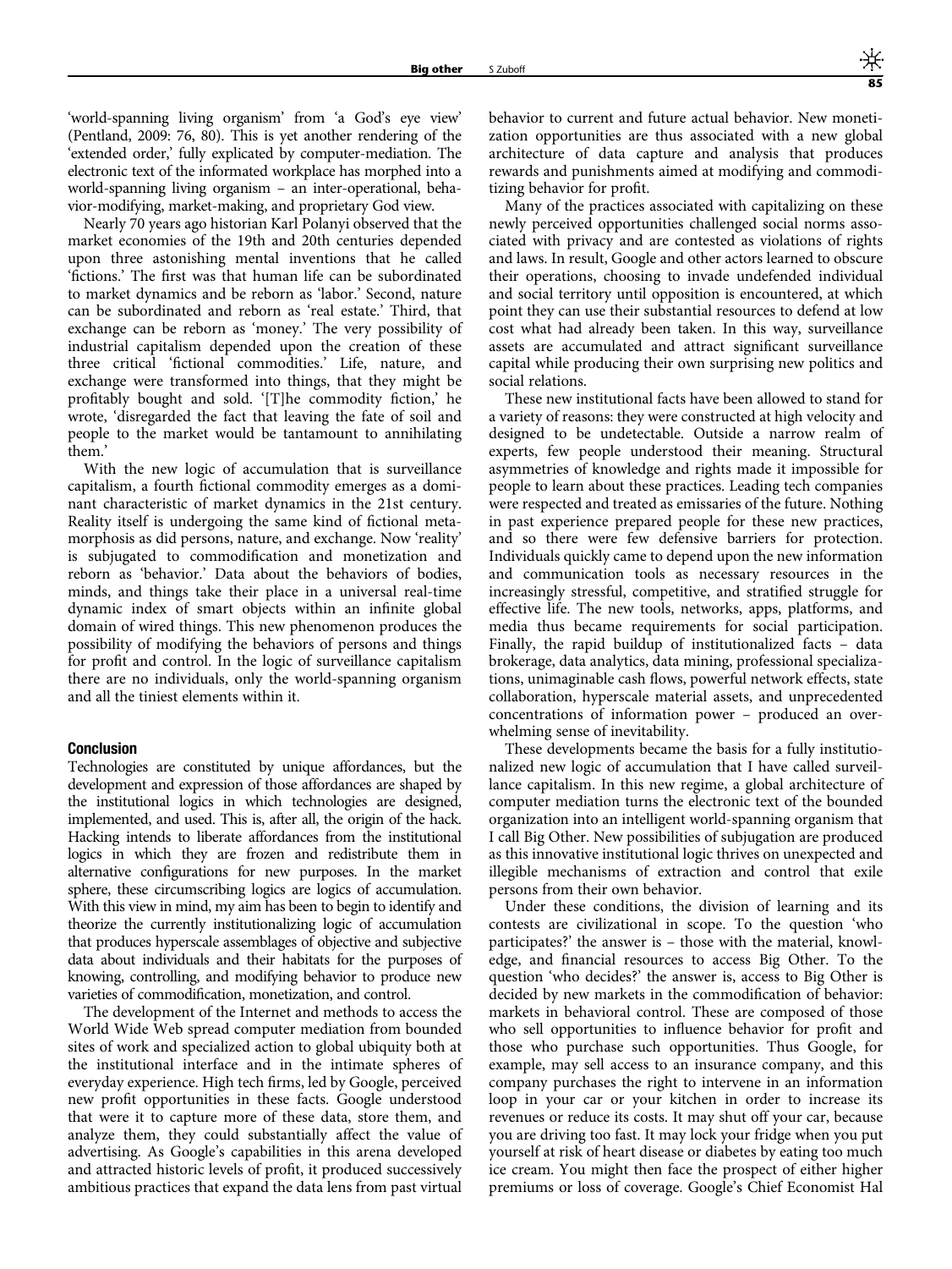'world-spanning living organism' from 'a God's eye view' (Pentland, 2009: 76, 80). This is yet another rendering of the 'extended order,' fully explicated by computer-mediation. The electronic text of the informated workplace has morphed into a world-spanning living organism – an inter-operational, behavior-modifying, market-making, and proprietary God view.

Nearly 70 years ago historian Karl Polanyi observed that the market economies of the 19th and 20th centuries depended upon three astonishing mental inventions that he called 'fictions.' The first was that human life can be subordinated to market dynamics and be reborn as 'labor.' Second, nature can be subordinated and reborn as 'real estate.' Third, that exchange can be reborn as 'money.' The very possibility of industrial capitalism depended upon the creation of these three critical 'fictional commodities.' Life, nature, and exchange were transformed into things, that they might be profitably bought and sold. '[T]he commodity fiction,' he wrote, 'disregarded the fact that leaving the fate of soil and people to the market would be tantamount to annihilating them.'

With the new logic of accumulation that is surveillance capitalism, a fourth fictional commodity emerges as a dominant characteristic of market dynamics in the 21st century. Reality itself is undergoing the same kind of fictional metamorphosis as did persons, nature, and exchange. Now 'reality' is subjugated to commodification and monetization and reborn as 'behavior.' Data about the behaviors of bodies, minds, and things take their place in a universal real-time dynamic index of smart objects within an infinite global domain of wired things. This new phenomenon produces the possibility of modifying the behaviors of persons and things for profit and control. In the logic of surveillance capitalism there are no individuals, only the world-spanning organism and all the tiniest elements within it.

## Conclusion

Technologies are constituted by unique affordances, but the development and expression of those affordances are shaped by the institutional logics in which technologies are designed, implemented, and used. This is, after all, the origin of the hack. Hacking intends to liberate affordances from the institutional logics in which they are frozen and redistribute them in alternative configurations for new purposes. In the market sphere, these circumscribing logics are logics of accumulation. With this view in mind, my aim has been to begin to identify and theorize the currently institutionalizing logic of accumulation that produces hyperscale assemblages of objective and subjective data about individuals and their habitats for the purposes of knowing, controlling, and modifying behavior to produce new varieties of commodification, monetization, and control.

The development of the Internet and methods to access the World Wide Web spread computer mediation from bounded sites of work and specialized action to global ubiquity both at the institutional interface and in the intimate spheres of everyday experience. High tech firms, led by Google, perceived new profit opportunities in these facts. Google understood that were it to capture more of these data, store them, and analyze them, they could substantially affect the value of advertising. As Google's capabilities in this arena developed and attracted historic levels of profit, it produced successively ambitious practices that expand the data lens from past virtual behavior to current and future actual behavior. New monetization opportunities are thus associated with a new global architecture of data capture and analysis that produces rewards and punishments aimed at modifying and commoditizing behavior for profit.

Many of the practices associated with capitalizing on these newly perceived opportunities challenged social norms associated with privacy and are contested as violations of rights and laws. In result, Google and other actors learned to obscure their operations, choosing to invade undefended individual and social territory until opposition is encountered, at which point they can use their substantial resources to defend at low cost what had already been taken. In this way, surveillance assets are accumulated and attract significant surveillance capital while producing their own surprising new politics and social relations.

These new institutional facts have been allowed to stand for a variety of reasons: they were constructed at high velocity and designed to be undetectable. Outside a narrow realm of experts, few people understood their meaning. Structural asymmetries of knowledge and rights made it impossible for people to learn about these practices. Leading tech companies were respected and treated as emissaries of the future. Nothing in past experience prepared people for these new practices, and so there were few defensive barriers for protection. Individuals quickly came to depend upon the new information and communication tools as necessary resources in the increasingly stressful, competitive, and stratified struggle for effective life. The new tools, networks, apps, platforms, and media thus became requirements for social participation. Finally, the rapid buildup of institutionalized facts – data brokerage, data analytics, data mining, professional specializations, unimaginable cash flows, powerful network effects, state collaboration, hyperscale material assets, and unprecedented concentrations of information power – produced an overwhelming sense of inevitability.

These developments became the basis for a fully institutionalized new logic of accumulation that I have called surveillance capitalism. In this new regime, a global architecture of computer mediation turns the electronic text of the bounded organization into an intelligent world-spanning organism that I call Big Other. New possibilities of subjugation are produced as this innovative institutional logic thrives on unexpected and illegible mechanisms of extraction and control that exile persons from their own behavior.

Under these conditions, the division of learning and its contests are civilizational in scope. To the question 'who participates?' the answer is – those with the material, knowledge, and financial resources to access Big Other. To the question 'who decides?' the answer is, access to Big Other is decided by new markets in the commodification of behavior: markets in behavioral control. These are composed of those who sell opportunities to influence behavior for profit and those who purchase such opportunities. Thus Google, for example, may sell access to an insurance company, and this company purchases the right to intervene in an information loop in your car or your kitchen in order to increase its revenues or reduce its costs. It may shut off your car, because you are driving too fast. It may lock your fridge when you put yourself at risk of heart disease or diabetes by eating too much ice cream. You might then face the prospect of either higher premiums or loss of coverage. Google's Chief Economist Hal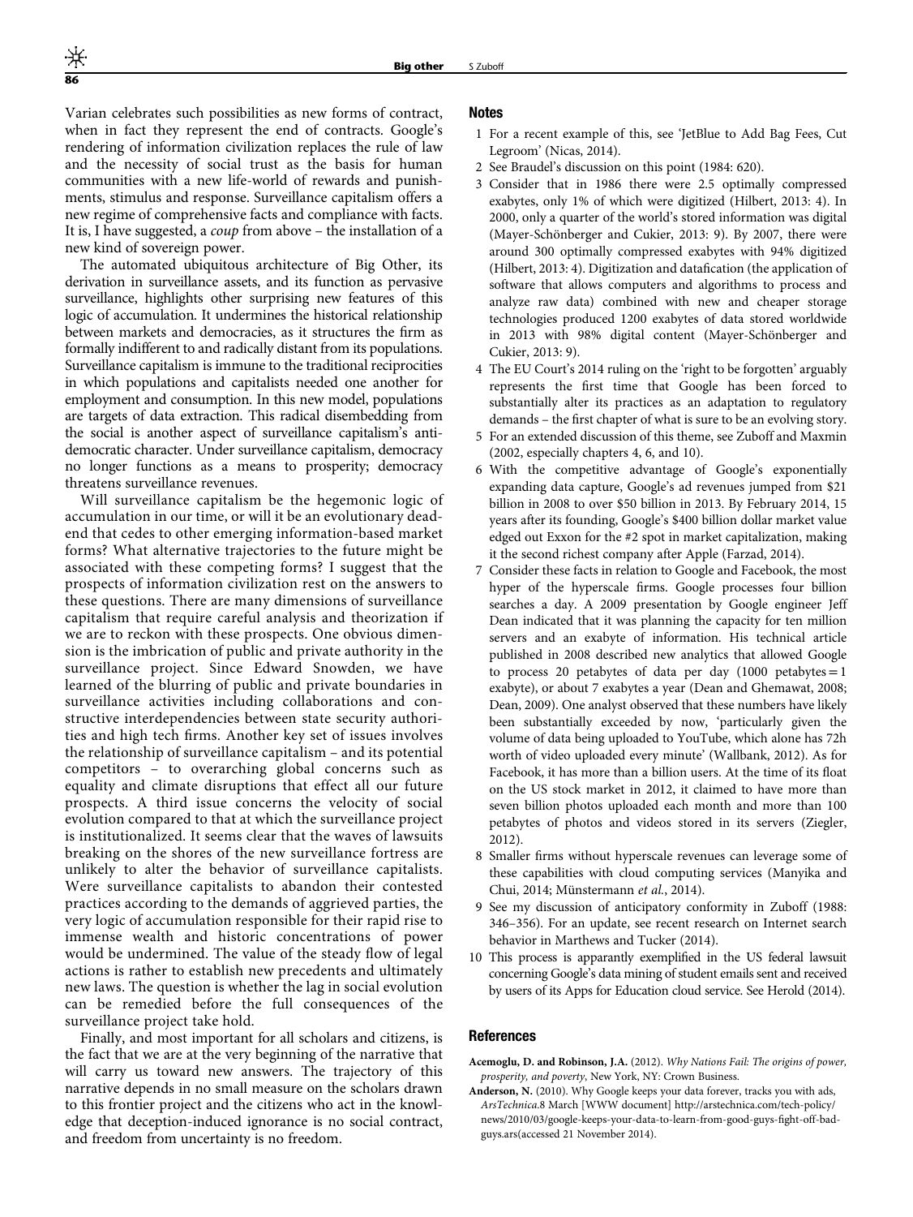Varian celebrates such possibilities as new forms of contract, when in fact they represent the end of contracts. Google's rendering of information civilization replaces the basis for the rule of law and the necessity of social trust as the basis for human communities with a new life-world of rewards and punishments, stimulus and response. Surveillance capitalism offers a new regime of comprehensive facts and compliance with facts. It is, I have suggested, a *coup* from above – the installation of a new kind of sovereign power.

The automated ubiquitous architecture of Big Other, its derivation in surveillance assets, and its function as pervasive surveillance, highlights other surprising new features of this logic of accumulation. It undermines the historical relationship between markets and democracies, as it structures the firm as formally indifferent to and radically distant from its populations. Surveillance capitalism is immune to the traditional reciprocities in which populations and capitalists needed one another for employment and consumption. In this new model, populations are targets of data extraction. This radical disembedding from the social is another aspect of surveillance capitalism's anti-democratic character. Under surveillance capitalism, democracy no longer functions as a means to prosperity; democracy threatens surveillance revenues.

Will surveillance capitalism be the hegemonic logic of accumulation in our time, or will it be an evolutionary dead-end that cedes to other emerging information-based market forms? What alternative trajectories to the future might be associated with these competing forms? I suggest that the prospects of information civilization rest on the answers to these questions. There are many dimensions of surveillance capitalism that require careful analysis and theorization if we are to reckon with these prospects. One obvious dimension is the imbrication of public and private authority in the surveillance project. Since Edward Snowden, we have learned of the blurring of public and private boundaries in surveillance activities including collaborations and constructive interdependencies between state security authorities and high tech firms. Another key set of issues involves the relationship of surveillance capitalism – and its potential competitors – to overarching global concerns such as equality and climate disruptions that effect all our future prospects. A third issue concerns the velocity of social evolution compared to that at which the surveillance project is institutionalized. It seems clear that the waves of lawsuits breaking on the shores of the new surveillance fortress are unlikely to alter the behavior of surveillance capitalists. Were surveillance capitalists to abandon their contested practices according to the demands of aggrieved parties, the very logic of accumulation responsible for their rapid rise to immense wealth and historic concentrations of power would be undermined. The value of the steady flow of legal actions is rather to establish new precedents and ultimately new laws. The question is whether the lag in social evolution can be remedied before the full consequences of the surveillance project take hold.

Finally, and most important for all scholars and citizens, is the fact that we are at the very beginning of the narrative that will carry us toward new answers. The trajectory of this narrative depends in no small measure on the scholars drawn to this frontier project and the citizens who act in the knowledge that deception-induced ignorance is no social contract, and freedom from uncertainty is no freedom.

## Notes

1 For a recent example of this, see 'JetBlue to Add Bag Fees, Cut Legroom' (Nicas, 2014).

2 See Braudel's discussion on this point (1984: 620).

3 Consider that in 1986 there were 2.5 optimally compressed exabytes, only 1% of which were digitized (Hilbert, 2013: 4). In 2000, only a quarter of the world's stored information was digital (Mayer-Schönberger and Cukier, 2013: 9). By 2007, there were around 300 optimally compressed exabytes with 94% digitized (Hilbert, 2013: 4). Digitization and datafication (the application of software that allows computers and algorithms to process and analyze raw data) combined with new and cheaper storage technologies produced 1200 exabytes of data stored worldwide in 2013 with 98% digital content (Mayer-Schönberger and Cukier, 2013: 9).

4 The EU Court's 2014 ruling on the 'right to be forgotten' arguably represents the first time that Google has been forced to substantially alter its practices as an adaptation to regulatory demands – the first chapter of what is sure to be an evolving story.

5 For an extended discussion of this theme, see Zuboff and Maxmin (2002, especially chapters 4, 6, and 10).

6 With the competitive advantage of Google's exponentially expanding data capture, Google's ad revenues jumped from $21 billion in 2008 to over $50 billion in 2013. By February 2014, 15 years after its founding, Google's $400 billion dollar market value edged out Exxon for the #2 spot in market capitalization, making it the second richest company after Apple (Farzad, 2014).

7 Consider these facts in relation to Google and Facebook, the most hyper of the hyperscale firms. Google processes four billion searches a day. A 2009 presentation by Google engineer Jeff Dean indicated that it was planning the capacity for ten million servers and an exabyte of information. His technical article published in 2008 described new analytics that allowed Google to process 20 petabytes of data per day (1000 petabytes = 1 exabyte), or about 7 exabytes a year (Dean and Ghemawat, 2008; Dean, 2009). One analyst observed that these numbers have likely been substantially exceeded by now, 'particularly given the volume of data being uploaded to YouTube, which alone has 72h worth of video uploaded every minute' (Wallbank, 2012). As for Facebook, it has more than a billion users. At the time of its float on the US stock market in 2012, it claimed to have more than seven billion photos uploaded each month and more than 100 petabytes of photos and videos stored in its servers (Ziegler, 2012).

8 Smaller firms without hyperscale revenues can leverage some of these capabilities with cloud computing services (Manyika and Chui, 2014; Münstermann *et al.*, 2014).

9 See my discussion of anticipatory conformity in Zuboff (1988: 346–356). For an update, see recent research on Internet search behavior in Marthews and Tucker (2014).

10 This process is apparently exemplified in the US federal lawsuit concerning Google's data mining of student emails sent and received by users of its Apps for Education cloud service. See Herold (2014).

## References

**Acemoglu, D. and Robinson, J.A.** (2012). *Why Nations Fail: The origins of power, prosperity, and poverty*, New York, NY: Crown Business.

**Anderson, N.** (2010). Why Google keeps your data forever, tracks you with ads, *ArsTechnica*.8 March [WWW document] http://arstechnica.com/tech-policy/news/2010/03/google-keeps-your-data-to-learn-from-good-guys-fight-off-bad-guys.ars(accessed 21 November 2014).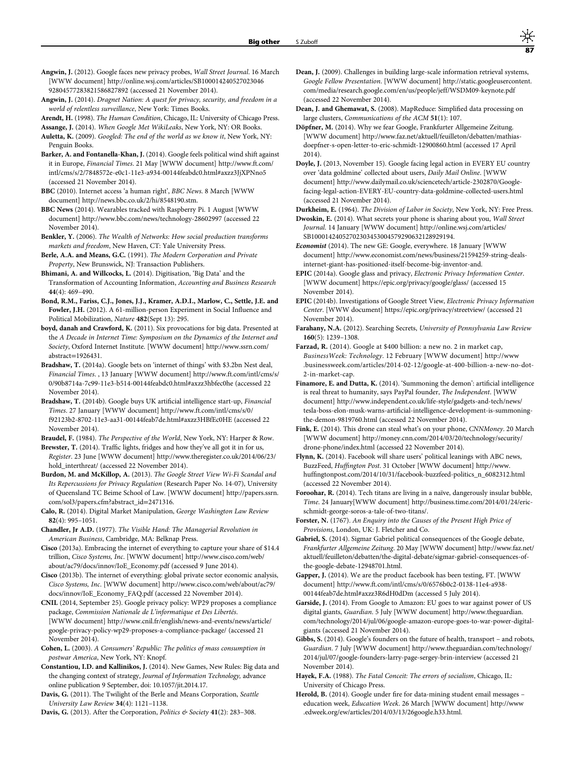**Angwin, J.** (2012). Google faces new privacy probes, *Wall Street Journal*. 16 March [WWW document] http://online.wsj.com/articles/SB10001424052702304692804577283821586827892 (accessed 21 November 2014).

**Angwin, J.** (2014). *Dragnet Nation: A quest for privacy, security, and freedom in a world of relentless surveillance*, New York: Times Books.

**Arendt, H.** (1998). *The Human Condition*, Chicago, IL: University of Chicago Press.

**Assange, J.** (2014). *When Google Met WikiLeaks*, New York, NY: OR Books.

**Auletta, K.** (2009). *Googled: The end of the world as we know it*, New York, NY: Penguin Books.

**Barker, A. and Fontanella-Khan, J.** (2014). Google feels political wind shift against it in Europe, *Financial Times*. 21 May [WWW document] http://www.ft.com/intl/cms/s/2/7848572e-e0c1-11e3-a934-00144feabdc0.html#axzz3JjXPNno5 (accessed 21 November 2014).

**BBC** (2010). Internet access 'a human right', *BBC News*. 8 March [WWW document] http://news.bbc.co.uk/2/hi/8548190.stm.

**BBC News** (2014). Wearables tracked with Raspberry Pi. 1 August [WWW document] http://www.bbc.com/news/technology-28602997 (accessed 22 November 2014).

**Benkler, Y.** (2006). *The Wealth of Networks: How social production transforms markets and freedom*, New Haven, CT: Yale University Press.

**Berle, A.A. and Means, G.C.** (1991). *The Modern Corporation and Private Property*, New Brunswick, NJ: Transaction Publishers.

**Bhimani, A. and Willcocks, L.** (2014). Digitisation, 'Big Data' and the Transformation of Accounting Information, *Accounting and Business Research* **44**(4): 469–490.

**Bond, R.M., Fariss, C.J., Jones, J.J., Kramer, A.D.I., Marlow, C., Settle, J.E. and Fowler, J.H.** (2012). A 61-million-person Experiment in Social Influence and Political Mobilization, *Nature* **482**(Sept 13): 295.

**boyd, danah and Crawford, K.** (2011). Six provocations for big data. Presented at the *A Decade in Internet Time: Symposium on the Dynamics of the Internet and Society*, Oxford Internet Institute. [WWW document] http://www.ssrn.com/abstract=1926431.

**Bradshaw, T.** (2014a). Google bets on 'internet of things' with $3.2bn Nest deal, *Financial Times*. , 13 January [WWW document] http://www.ft.com/intl/cms/s/0/90b8714a-7c99-11e3-b514-00144feabdc0.html#axzz3hbfec0he (accessed 22 November 2014).

**Bradshaw, T.** (2014b). Google buys UK artificial intelligence start-up, *Financial Times*. 27 January [WWW document] http://www.ft.com/intl/cms/s/0/f92123b2-8702-11e3-aa31-00144feab7de.html#axzz3HBfEc0HE (accessed 22 November 2014).

**Braudel, F.** (1984). *The Perspective of the World*, New York, NY: Harper & Row.

**Brewster, T.** (2014). Traffic lights, fridges and how they've all got it in for us, *Register*. 23 June [WWW document] http://www.theregister.co.uk/2014/06/23/hold_interthreat/ (accessed 22 November 2014).

**Burdon, M. and McKillop, A.** (2013). *The Google Street View Wi-Fi Scandal and Its Repercussions for Privacy Regulation* (Research Paper No. 14-07), University of Queensland TC Beirne School of Law. [WWW document] http://papers.ssrn.com/sol3/papers.cfm?abstract_id=2471316.

**Calo, R.** (2014). Digital Market Manipulation, *George Washington Law Review* **82**(4): 995–1051.

**Chandler, Jr A.D.** (1977). *The Visible Hand: The Managerial Revolution in American Business*, Cambridge, MA: Belknap Press.

**Cisco** (2013a). Embracing the internet of everything to capture your share of $14.4 trillion, *Cisco Systems, Inc*. [WWW document] http://www.cisco.com/web/about/ac79/docs/innov/IoE_Economy.pdf (accessed 9 June 2014).

**Cisco** (2013b). The internet of everything: global private sector economic analysis, *Cisco Systems, Inc*. [WWW document] http://www.cisco.com/web/about/ac79/docs/innov/IoE_Economy_FAQ.pdf (accessed 22 November 2014).

**CNIL** (2014, September 25). Google privacy policy: WP29 proposes a compliance package, *Commission Nationale de L'informatique et Des Libertés*. [WWW document] http://www.cnil.fr/english/news-and-events/news/article/google-privacy-policy-wp29-proposes-a-compliance-package/ (accessed 21 November 2014).

**Cohen, L.** (2003). *A Consumers' Republic: The politics of mass consumption in postwar America*, New York, NY: Knopf.

**Constantiou, I.D. and Kallinikos, J.** (2014). New Games, New Rules: Big data and the changing context of strategy, *Journal of Information Technology,* advance online publication 9 September, doi: 10.1057/jit.2014.17.

**Davis, G.** (2011). The Twilight of the Berle and Means Corporation, *Seattle University Law Review* **34**(4): 1121–1138.

**Davis, G.** (2013). After the Corporation, *Politics & Society* **41**(2): 283–308.

**Dean, J.** (2009). Challenges in building large-scale information retrieval systems, *Google Fellow Presentation*. [WWW document] http://static.googleusercontent.com/media/research.google.com/en/us/people/jeff/WSDM09-keynote.pdf (accessed 22 November 2014).

**Dean, J. and Ghemawat, S.** (2008). MapReduce: Simplified data processing on large clusters, *Communications of the ACM* **51**(1): 107.

**Döpfner, M.** (2014). Why we fear Google, Frankfurter Allgemeine Zeitung. [WWW document] http://www.faz.net/aktuell/feuilleton/debatten/mathias-doepfner-s-open-letter-to-eric-schmidt-12900860.html (accessed 17 April 2014).

**Doyle, J.** (2013, November 15). Google facing legal action in EVERY EU country over 'data goldmine' collected about users, *Daily Mail Online*. [WWW document] http://www.dailymail.co.uk/sciencetech/article-2302870/Google-facing-legal-action-EVERY-EU-country-data-goldmine-collected-users.html (accessed 21 November 2014).

**Durkheim, E.** (1964). *The Division of Labor in Society*, New York, NY: Free Press.

**Dwoskin, E.** (2014). What secrets your phone is sharing about you, *Wall Street Journal*. 14 January [WWW document] http://online.wsj.com/articles/SB10001424052702303453004579290632128929194.

***Economist*** (2014). The new GE: Google, everywhere. 18 January [WWW document] http://www.economist.com/news/business/21594259-string-deals-internet-giant-has-positioned-itself-become-big-inventor-and.

**EPIC** (2014a). Google glass and privacy, *Electronic Privacy Information Center*. [WWW document] https://epic.org/privacy/google/glass/ (accessed 15 November 2014).

**EPIC** (2014b). Investigations of Google Street View, *Electronic Privacy Information Center*. [WWW document] https://epic.org/privacy/streetview/ (accessed 21 November 2014).

**Farahany, N.A.** (2012). Searching Secrets, *University of Pennsylvania Law Review* **160**(5): 1239–1308.

**Farzad, R.** (2014). Google at $400 billion: a new no. 2 in market cap, *BusinessWeek: Technology*. 12 February [WWW document] http://www.businessweek.com/articles/2014-02-12/google-at-400-billion-a-new-no-dot-2-in-market-cap.

**Finamore, E. and Dutta, K.** (2014). 'Summoning the demon': artificial intelligence is real threat to humanity, says PayPal founder, *The Independent*. [WWW document] http://www.independent.co.uk/life-style/gadgets-and-tech/news/tesla-boss-elon-musk-warns-artificial-intelligence-development-is-summoning-the-demon-9819760.html (accessed 22 November 2014).

**Fink, E.** (2014). This drone can steal what's on your phone, *CNNMoney*. 20 March [WWW document] http://money.cnn.com/2014/03/20/technology/security/drone-phone/index.html (accessed 22 November 2014).

**Flynn, K.** (2014). Facebook will share users' political leanings with ABC news, BuzzFeed, *Huffington Post*. 31 October [WWW document] http://www.huffingtonpost.com/2014/10/31/facebook-buzzfeed-politics_n_6082312.html (accessed 22 November 2014).

**Foroohar, R.** (2014). Tech titans are living in a naïve, dangerously insular bubble, *Time*. 24 January[WWW document] http://business.time.com/2014/01/24/eric-schmidt-george-soros-a-tale-of-two-titans/.

**Forster, N.** (1767). *An Enquiry into the Causes of the Present High Price of Provisions*, London, UK: J. Fletcher and Co.

**Gabriel, S.** (2014). Sigmar Gabriel political consequences of the Google debate, *Frankfurter Allgemeine Zeitung*. 20 May [WWW document] http://www.faz.net/aktuell/feuilleton/debatten/the-digital-debate/sigmar-gabriel-consequences-of-the-google-debate-12948701.html.

**Gapper, J.** (2014). We are the product facebook has been testing, FT. [WWW document] http://www.ft.com/intl/cms/s/0/6576b0c2-0138-11e4-a938-00144feab7de.html#axzz3R6dH0dDm (accessed 5 July 2014).

**Garside, J.** (2014). From Google to Amazon: EU goes to war against power of US digital giants, *Guardian*. 5 July [WWW document] http://www.theguardian.com/technology/2014/jul/06/google-amazon-europe-goes-to-war-power-digital-giants (accessed 21 November 2014).

**Gibbs, S.** (2014). Google's founders on the future of health, transport – and robots, *Guardian*. 7 July [WWW document] http://www.theguardian.com/technology/2014/jul/07/google-founders-larry-page-sergey-brin-interview (accessed 21 November 2014).

**Hayek, F.A.** (1988). *The Fatal Conceit: The errors of socialism*, Chicago, IL: University of Chicago Press.

**Herold, B.** (2014). Google under fire for data-mining student email messages – education week, *Education Week*. 26 March [WWW document] http://www.edweek.org/ew/articles/2014/03/13/26google.h33.html.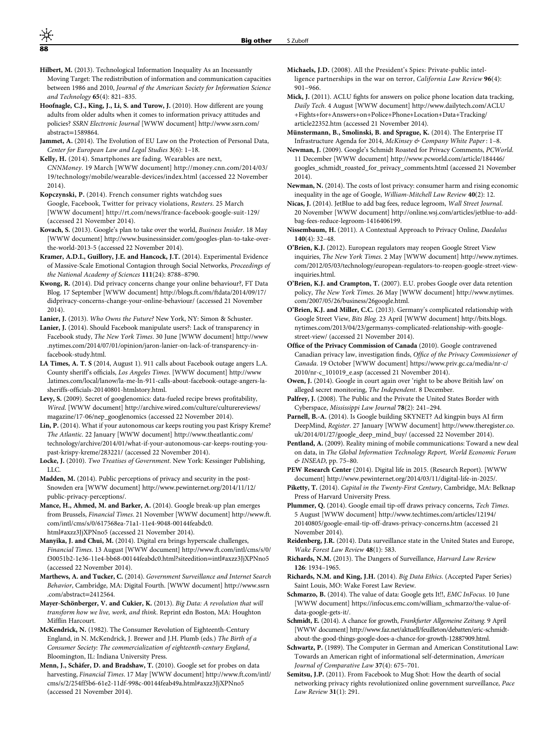**Hilbert, M.** (2013). Technological Information Inequality As an Incessantly Moving Target: The redistribution of information and communication capacities between 1986 and 2010, *Journal of the American Society for Information Science and Technology* **65**(4): 821–835.

**Hoofnagle, C.J., King, J., Li, S. and Turow, J.** (2010). How different are young adults from older adults when it comes to information privacy attitudes and policies? *SSRN Electronic Journal* [WWW document] http://www.ssrn.com/abstract=1589864.

**Jammet, A.** (2014). The Evolution of EU Law on the Protection of Personal Data, *Center for European Law and Legal Studies* **3**(6): 1–18.

**Kelly, H.** (2014). Smartphones are fading. Wearables are next, *CNNMoney*. 19 March [WWW document] http://money.cnn.com/2014/03/19/technology/mobile/wearable-devices/index.html (accessed 22 November 2014).

**Kopczynski, P.** (2014). French consumer rights watchdog sues Google, Facebook, Twitter for privacy violations, *Reuters*. 25 March [WWW document] http://rt.com/news/france-facebook-google-suit-129/ (accessed 21 November 2014).

**Kovach, S.** (2013). Google's plan to take over the world, *Business Insider*. 18 May [WWW document] http://www.businessinsider.com/googles-plan-to-take-over-the-world-2013-5 (accessed 22 November 2014).

**Kramer, A.D.I., Guillory, J.E. and Hancock, J.T.** (2014). Experimental Evidence of Massive-Scale Emotional Contagion through Social Networks, *Proceedings of the National Academy of Sciences* **111**(24): 8788–8790.

**Kwong, R.** (2014). Did privacy concerns change your online behaviour?, FT Data Blog. 17 September [WWW document] http://blogs.ft.com/ftdata/2014/09/17/didprivacy-concerns-change-your-online-behaviour/ (accessed 21 November 2014).

**Lanier, J.** (2013). *Who Owns the Future?* New York, NY: Simon & Schuster.

**Lanier, J.** (2014). Should Facebook manipulate users?: Lack of transparency in Facebook study, *The New York Times*. 30 June [WWW document] http://www.nytimes.com/2014/07/01/opinion/jaron-lanier-on-lack-of-transparency-in-facebook-study.html.

**LA Times, A. T. S** (2014, August 1). 911 calls about Facebook outage angers L.A. County sheriff's officials, *Los Angeles Times*. [WWW document] http://www.latimes.com/local/lanow/la-me-ln-911-calls-about-facebook-outage-angers-la-sheriffs-officials-20140801-htmlstory.html.

**Levy, S.** (2009). Secret of googlenomics: data-fueled recipe brews profitability, *Wired*. [WWW document] http://archive.wired.com/culture/culturereviews/magazine/17-06/nep_googlenomics (accessed 22 November 2014).

**Lin, P.** (2014). What if your autonomous car keeps routing you past Krispy Kreme? *The Atlantic*. 22 January [WWW document] http://www.theatlantic.com/technology/archive/2014/01/what-if-your-autonomous-car-keeps-routing-you-past-krispy-kreme/283221/ (accessed 22 November 2014).

**Locke, J.** (2010). *Two Treatises of Government*. New York: Kessinger Publishing, LLC.

**Madden, M.** (2014). Public perceptions of privacy and security in the post-Snowden era [WWW document] http://www.pewinternet.org/2014/11/12/public-privacy-perceptions/.

**Mance, H., Ahmed, M. and Barker, A.** (2014). Google break-up plan emerges from Brussels, *Financial Times*. 21 November [WWW document] http://www.ft.com/intl/cms/s/0/617568ea-71a1-11e4-9048-00144feabdc0.html#axzz3JjXPNno5 (accessed 21 November 2014).

**Manyika, J. and Chui, M.** (2014). Digital era brings hyperscale challenges, *Financial Times*. 13 August [WWW document] http://www.ft.com/intl/cms/s/0/f30051b2-1e36-11e4-bb68-00144feabdc0.html?siteedition=intl#axzz3JjXPNno5 (accessed 22 November 2014).

**Marthews, A. and Tucker, C.** (2014). *Government Surveillance and Internet Search Behavior*, Cambridge, MA: Digital Fourth. [WWW document] http://www.ssrn.com/abstract=2412564.

**Mayer-Schönberger, V. and Cukier, K.** (2013). *Big Data: A revolution that will transform how we live, work, and think*. Reprint edn Boston, MA: Houghton Mifflin Harcourt.

**McKendrick, N.** (1982). The Consumer Revolution of Eighteenth-Century England, in N. McKendrick, J. Brewer and J.H. Plumb (eds.) *The Birth of a Consumer Society: The commercialization of eighteenth-century England*, Bloomington, IL: Indiana University Press.

**Menn, J., Schåfer, D. and Bradshaw, T.** (2010). Google set for probes on data harvesting, *Financial Times*. 17 May [WWW document] http://www.ft.com/intl/cms/s/2/254ff5b6-61e2-11df-998c-00144feab49a.html#axzz3JjXPNno5 (accessed 21 November 2014).

**Michaels, J.D.** (2008). All the President's Spies: Private-public intelligence partnerships in the war on terror, *California Law Review* **96**(4): 901–966.

**Mick, J.** (2011). ACLU fights for answers on police phone location data tracking, *Daily Tech*. 4 August [WWW document] http://www.dailytech.com/ACLU+Fights+for+Answers+on+Police+Phone+Location+Data+Tracking/article22352.htm (accessed 21 November 2014).

**Münstermann, B., Smolinski, B. and Sprague, K.** (2014). The Enterprise IT Infrastructure Agenda for 2014, *McKinsey & Company White Paper*: 1–8.

**Newman, J.** (2009). Google's Schmidt Roasted for Privacy Comments, *PCWorld*. 11 December [WWW document] http://www.pcworld.com/article/184446/googles_schmidt_roasted_for_privacy_comments.html (accessed 21 November 2014).

**Newman, N.** (2014). The costs of lost privacy: consumer harm and rising economic inequality in the age of Google, *William-Mitchell Law Review* **40**(2): 12.

**Nicas, J.** (2014). JetBlue to add bag fees, reduce legroom, *Wall Street Journal*. 20 November [WWW document] http://online.wsj.com/articles/jetblue-to-add-bag-fees-reduce-legroom-1416406199.

**Nissembaum, H.** (2011). A Contextual Approach to Privacy Online, *Daedalus* **140**(4): 32–48.

**O'Brien, K.J.** (2012). European regulators may reopen Google Street View inquiries, *The New York Times*. 2 May [WWW document] http://www.nytimes.com/2012/05/03/technology/european-regulators-to-reopen-google-street-view-inquiries.html.

**O'Brien, K.J. and Crampton, T.** (2007). E.U. probes Google over data retention policy, *The New York Times*. 26 May [WWW document] http://www.nytimes.com/2007/05/26/business/26google.html.

**O'Brien, K.J. and Miller, C.C.** (2013). Germany's complicated relationship with Google Street View, *Bits Blog*. 23 April [WWW document] http://bits.blogs.nytimes.com/2013/04/23/germanys-complicated-relationship-with-google-street-view/ (accessed 21 November 2014).

**Office of the Privacy Commission of Canada** (2010). Google contravened Canadian privacy law, investigation finds, *Office of the Privacy Commissioner of Canada*. 19 October [WWW document] https://www.priv.gc.ca/media/nr-c/2010/nr-c_101019_e.asp (accessed 21 November 2014).

**Owen, J.** (2014). Google in court again over 'right to be above British law' on alleged secret monitoring, *The Independent*. 8 December.

**Palfrey, J.** (2008). The Public and the Private the United States Border with Cyberspace, *Mississippi Law Journal* **78**(2): 241–294.

**Parnell, B.-A.** (2014). Is Google building SKYNET? Ad kingpin buys AI firm DeepMind, *Register*. 27 January [WWW document] http://www.theregister.co.uk/2014/01/27/google_deep_mind_buy/ (accessed 22 November 2014).

**Pentland, A.** (2009). Reality mining of mobile communications: Toward a new deal on data, in *The Global Information Technology Report, World Economic Forum & INSEAD*, pp. 75–80.

**PEW Research Center** (2014). Digital life in 2015. (Research Report). [WWW document] http://www.pewinternet.org/2014/03/11/digital-life-in-2025/.

**Piketty, T.** (2014). *Capital in the Twenty-First Century*, Cambridge, MA: Belknap Press of Harvard University Press.

**Plummer, Q.** (2014). Google email tip-off draws privacy concerns, *Tech Times*. 5 August [WWW document] http://www.techtimes.com/articles/12194/20140805/google-email-tip-off-draws-privacy-concerns.htm (accessed 21 November 2014).

**Reidenberg, J.R.** (2014). Data surveillance state in the United States and Europe, *Wake Forest Law Review* **48**(1): 583.

**Richards, N.M.** (2013). The Dangers of Surveillance, *Harvard Law Review* **126**: 1934–1965.

**Richards, N.M. and King, J.H.** (2014). *Big Data Ethics*. (Accepted Paper Series) Saint Louis, MO: Wake Forest Law Review.

**Schmarzo, B.** (2014). The value of data: Google gets It!!, *EMC InFocus*. 10 June [WWW document] https://infocus.emc.com/william_schmarzo/the-value-of-data-google-gets-it/.

**Schmidt, E.** (2014). A chance for growth, *Frankfurter Allgemeine Zeitung*. 9 April [WWW document] http://www.faz.net/aktuell/feuilleton/debatten/eric-schmidt-about-the-good-things-google-does-a-chance-for-growth-12887909.html.

**Schwartz, P.** (1989). The Computer in German and American Constitutional Law: Towards an American right of informational self-determination, *American Journal of Comparative Law* **37**(4): 675–701.

**Semitsu, J.P.** (2011). From Facebook to Mug Shot: How the dearth of social networking privacy rights revolutionized online government surveillance, *Pace Law Review* **31**(1): 291.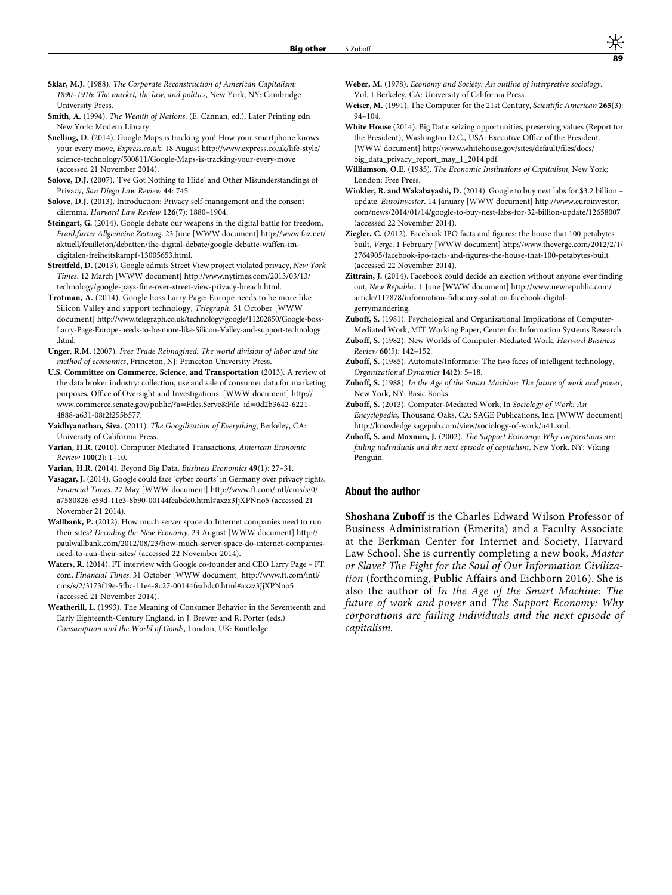**Sklar, M.J.** (1988). *The Corporate Reconstruction of American Capitalism: 1890–1916: The market, the law, and politics*, New York, NY: Cambridge University Press.

**Smith, A.** (1994). *The Wealth of Nations*. (E. Cannan, ed.), Later Printing edn New York: Modern Library.

**Snelling, D.** (2014). Google Maps is tracking you! How your smartphone knows your every move, *Express.co.uk*. 18 August http://www.express.co.uk/life-style/science-technology/500811/Google-Maps-is-tracking-your-every-move (accessed 21 November 2014).

**Solove, D.J.** (2007). 'I've Got Nothing to Hide' and Other Misunderstandings of Privacy, *San Diego Law Review* **44**: 745.

**Solove, D.J.** (2013). Introduction: Privacy self-management and the consent dilemma, *Harvard Law Review* **126**(7): 1880–1904.

**Steingart, G.** (2014). Google debate our weapons in the digital battle for freedom, *Frankfurter Allgemeine Zeitung*. 23 June [WWW document] http://www.faz.net/aktuell/feuilleton/debatten/the-digital-debate/google-debatte-waffen-im-digitalen-freiheitskampf-13005653.html.

**Streitfeld, D.** (2013). Google admits Street View project violated privacy, *New York Times*. 12 March [WWW document] http://www.nytimes.com/2013/03/13/technology/google-pays-fine-over-street-view-privacy-breach.html.

**Trotman, A.** (2014). Google boss Larry Page: Europe needs to be more like Silicon Valley and support technology, *Telegraph*. 31 October [WWW document] http://www.telegraph.co.uk/technology/google/11202850/Google-boss-Larry-Page-Europe-needs-to-be-more-like-Silicon-Valley-and-support-technology.html.

**Unger, R.M.** (2007). *Free Trade Reimagined: The world division of labor and the method of economics*, Princeton, NJ: Princeton University Press.

**U.S. Committee on Commerce, Science, and Transportation** (2013). A review of the data broker industry: collection, use and sale of consumer data for marketing purposes, Office of Oversight and Investigations. [WWW document] http://www.commerce.senate.gov/public/?a=Files.Serve&File_id=0d2b3642-6221-4888-a631-08f2f255b577.

**Vaidhyanathan, Siva.** (2011). *The Googilization of Everything*, Berkeley, CA: University of California Press.

**Varian, H.R.** (2010). Computer Mediated Transactions, *American Economic Review* **100**(2): 1–10.

**Varian, H.R.** (2014). Beyond Big Data, *Business Economics* **49**(1): 27–31.

**Vasagar, J.** (2014). Google could face 'cyber courts' in Germany over privacy rights, *Financial Times*. 27 May [WWW document] http://www.ft.com/intl/cms/s/0/a7580826-e59d-11e3-8b90-00144feabdc0.html#axzz3JjXPNno5 (accessed 21 November 21 2014).

**Wallbank, P.** (2012). How much server space do Internet companies need to run their sites? *Decoding the New Economy*. 23 August [WWW document] http://paulwallbank.com/2012/08/23/how-much-server-space-do-internet-companies-need-to-run-their-sites/ (accessed 22 November 2014).

**Waters, R.** (2014). FT interview with Google co-founder and CEO Larry Page – FT.com, *Financial Times*. 31 October [WWW document] http://www.ft.com/intl/cms/s/2/3173f19e-5fbc-11e4-8c27-00144feabdc0.html#axzz3JjXPNno5 (accessed 21 November 2014).

**Weatherill, L.** (1993). The Meaning of Consumer Behavior in the Seventeenth and Early Eighteenth-Century England, in J. Brewer and R. Porter (eds.) *Consumption and the World of Goods*, London, UK: Routledge.

**Weber, M.** (1978). *Economy and Society: An outline of interpretive sociology*. Vol. 1 Berkeley, CA: University of California Press.

**Weiser, M.** (1991). The Computer for the 21st Century, *Scientific American* **265**(3): 94–104.

**White House** (2014). Big Data: seizing opportunities, preserving values (Report for the President), Washington D.C., USA: Executive Office of the President. [WWW document] http://www.whitehouse.gov/sites/default/files/docs/big_data_privacy_report_may_1_2014.pdf.

**Williamson, O.E.** (1985). *The Economic Institutions of Capitalism*, New York; London: Free Press.

**Winkler, R. and Wakabayashi, D.** (2014). Google to buy nest labs for $3.2 billion – update, *EuroInvestor*. 14 January [WWW document] http://www.euroinvestor.com/news/2014/01/14/google-to-buy-nest-labs-for-32-billion-update/12658007 (accessed 22 November 2014).

**Ziegler, C.** (2012). Facebook IPO facts and figures: the house that 100 petabytes built, *Verge*. 1 February [WWW document] http://www.theverge.com/2012/2/1/2764905/facebook-ipo-facts-and-figures-the-house-that-100-petabytes-built (accessed 22 November 2014).

**Zittrain, J.** (2014). Facebook could decide an election without anyone ever finding out, *New Republic*. 1 June [WWW document] http://www.newrepublic.com/article/117878/information-fiduciary-solution-facebook-digital-gerrymandering.

**Zuboff, S.** (1981). Psychological and Organizational Implications of Computer-Mediated Work, MIT Working Paper, Center for Information Systems Research.

**Zuboff, S.** (1982). New Worlds of Computer-Mediated Work, *Harvard Business Review* **60**(5): 142–152.

**Zuboff, S.** (1985). Automate/Informate: The two faces of intelligent technology, *Organizational Dynamics* **14**(2): 5–18.

**Zuboff, S.** (1988). *In the Age of the Smart Machine: The future of work and power*, New York, NY: Basic Books.

**Zuboff, S.** (2013). Computer-Mediated Work, In *Sociology of Work: An Encyclopedia*, Thousand Oaks, CA: SAGE Publications, Inc. [WWW document] http://knowledge.sagepub.com/view/sociology-of-work/n41.xml.

**Zuboff, S. and Maxmin, J.** (2002). *The Support Economy: Why corporations are failing individuals and the next episode of capitalism*, New York, NY: Viking Penguin.

## About the author

**Shoshana Zuboff** is the Charles Edward Wilson Professor of Business Administration (Emerita) and a Faculty Associate at the Berkman Center for Internet and Society, Harvard Law School. She is currently completing a new book, *Master or Slave? The Fight for the Soul of Our Information Civilization* (forthcoming, Public Affairs and Eichborn 2016). She is also the author of *In the Age of the Smart Machine: The future of work and power* and *The Support Economy: Why corporations are failing individuals and the next episode of capitalism.*